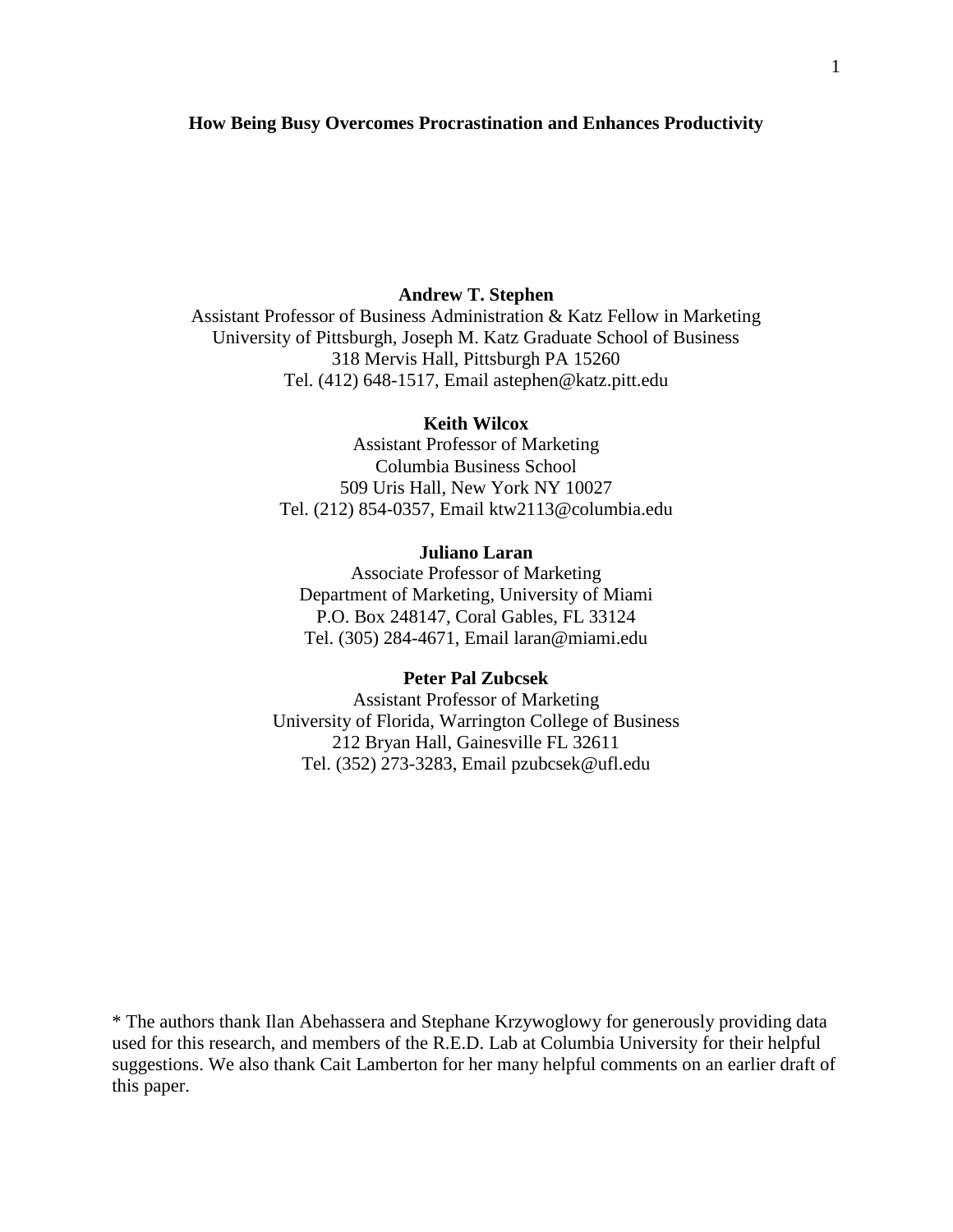# How Being Busy Overcomes Procrastination and Enhances Productivity

**Andrew T. Stephen**
Assistant Professor of Business Administration & Katz Fellow in Marketing
University of Pittsburgh, Joseph M. Katz Graduate School of Business
318 Mervis Hall, Pittsburgh PA 15260
Tel. (412) 648-1517, Email astephen@katz.pitt.edu

**Keith Wilcox**
Assistant Professor of Marketing
Columbia Business School
509 Uris Hall, New York NY 10027
Tel. (212) 854-0357, Email ktw2113@columbia.edu

**Juliano Laran**
Associate Professor of Marketing
Department of Marketing, University of Miami
P.O. Box 248147, Coral Gables, FL 33124
Tel. (305) 284-4671, Email laran@miami.edu

**Peter Pal Zubcsek**
Assistant Professor of Marketing
University of Florida, Warrington College of Business
212 Bryan Hall, Gainesville FL 32611
Tel. (352) 273-3283, Email pzubcsek@ufl.edu

* The authors thank Ilan Abehassera and Stephane Krzywoglowy for generously providing data used for this research, and members of the R.E.D. Lab at Columbia University for their helpful suggestions. We also thank Cait Lamberton for her many helpful comments on an earlier draft of this paper.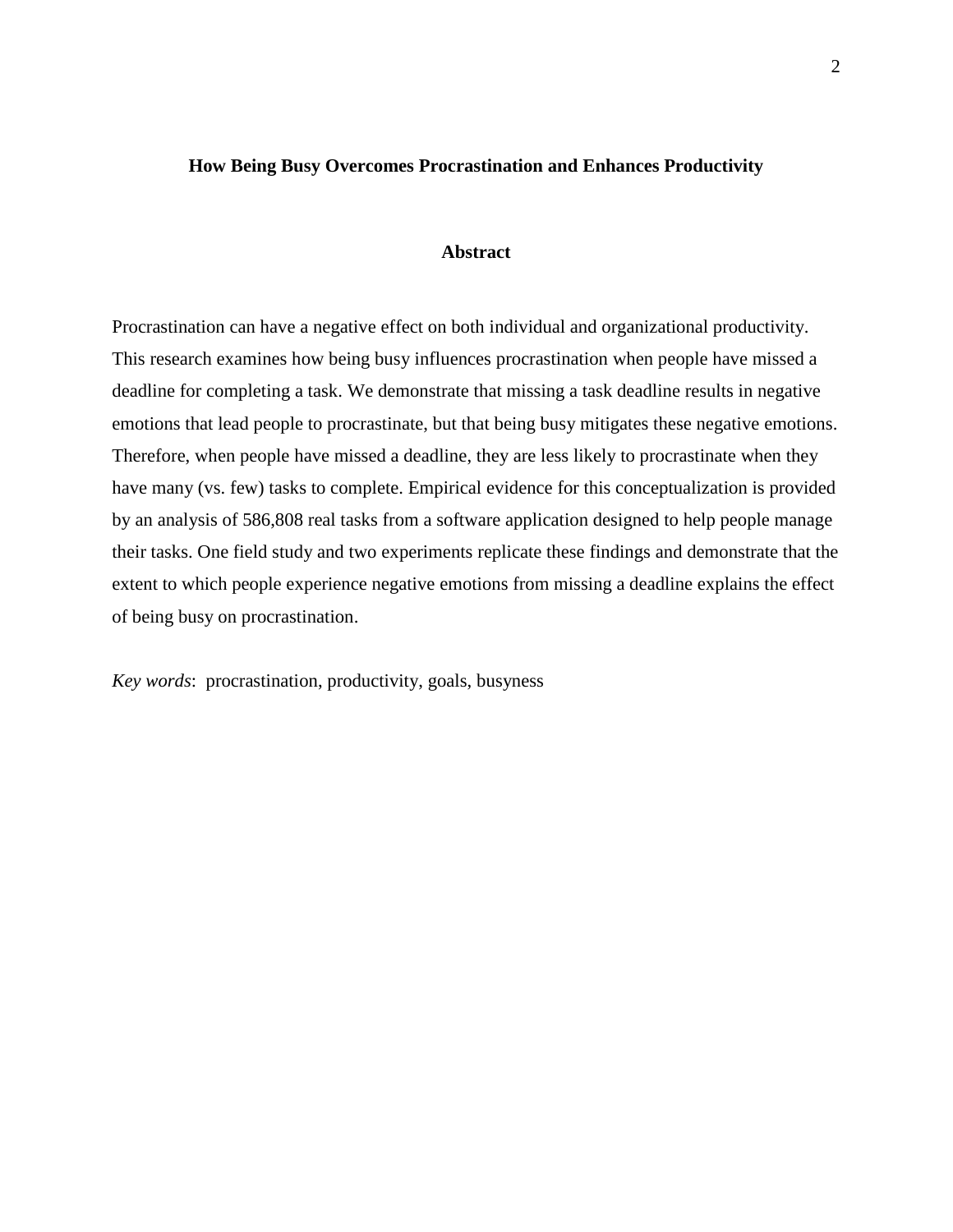# How Being Busy Overcomes Procrastination and Enhances Productivity

## Abstract

Procrastination can have a negative effect on both individual and organizational productivity. This research examines how being busy influences procrastination when people have missed a deadline for completing a task. We demonstrate that missing a task deadline results in negative emotions that lead people to procrastinate, but that being busy mitigates these negative emotions. Therefore, when people have missed a deadline, they are less likely to procrastinate when they have many (vs. few) tasks to complete. Empirical evidence for this conceptualization is provided by an analysis of 586,808 real tasks from a software application designed to help people manage their tasks. One field study and two experiments replicate these findings and demonstrate that the extent to which people experience negative emotions from missing a deadline explains the effect of being busy on procrastination.

*Key words*: procrastination, productivity, goals, busyness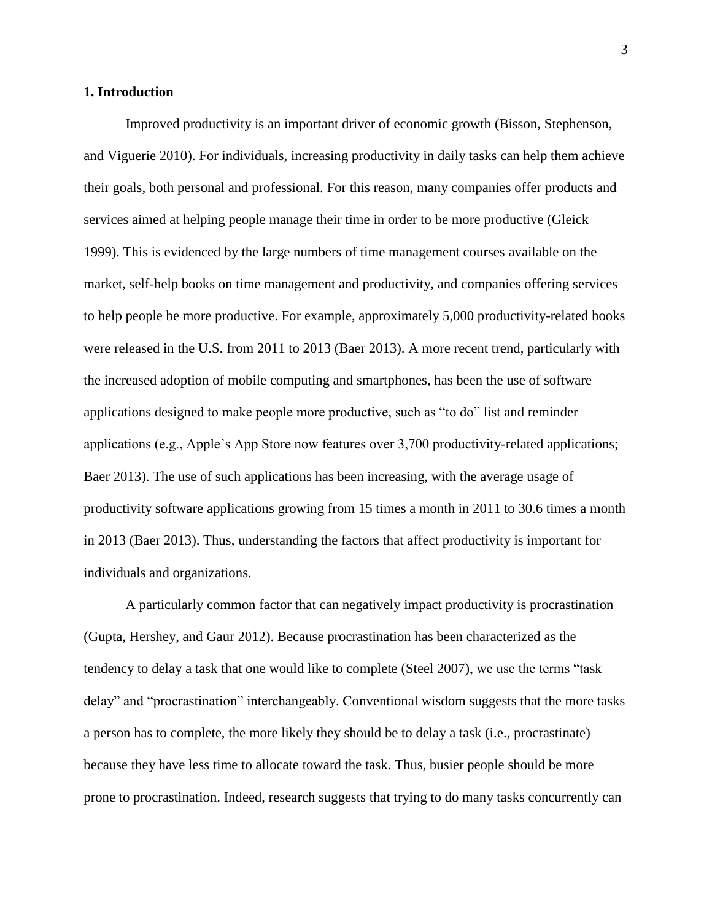## 1. Introduction

Improved productivity is an important driver of economic growth (Bisson, Stephenson, and Viguerie 2010). For individuals, increasing productivity in daily tasks can help them achieve their goals, both personal and professional. For this reason, many companies offer products and services aimed at helping people manage their time in order to be more productive (Gleick 1999). This is evidenced by the large numbers of time management courses available on the market, self-help books on time management and productivity, and companies offering services to help people be more productive. For example, approximately 5,000 productivity-related books were released in the U.S. from 2011 to 2013 (Baer 2013). A more recent trend, particularly with the increased adoption of mobile computing and smartphones, has been the use of software applications designed to make people more productive, such as "to do" list and reminder applications (e.g., Apple's App Store now features over 3,700 productivity-related applications; Baer 2013). The use of such applications has been increasing, with the average usage of productivity software applications growing from 15 times a month in 2011 to 30.6 times a month in 2013 (Baer 2013). Thus, understanding the factors that affect productivity is important for individuals and organizations.

A particularly common factor that can negatively impact productivity is procrastination (Gupta, Hershey, and Gaur 2012). Because procrastination has been characterized as the tendency to delay a task that one would like to complete (Steel 2007), we use the terms "task delay" and "procrastination" interchangeably. Conventional wisdom suggests that the more tasks a person has to complete, the more likely they should be to delay a task (i.e., procrastinate) because they have less time to allocate toward the task. Thus, busier people should be more prone to procrastination. Indeed, research suggests that trying to do many tasks concurrently can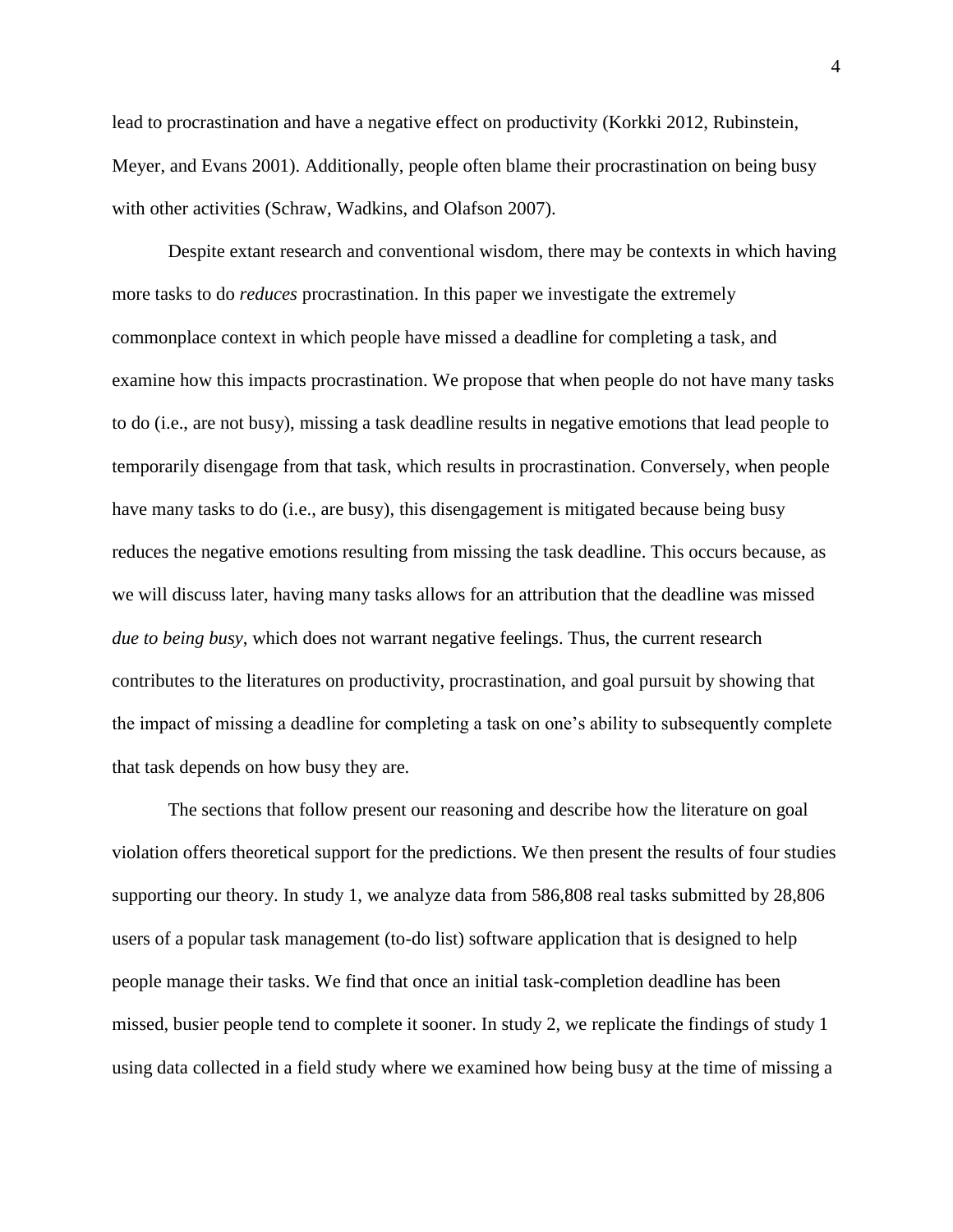lead to procrastination and have a negative effect on productivity (Korkki 2012, Rubinstein, Meyer, and Evans 2001). Additionally, people often blame their procrastination on being busy with other activities (Schraw, Wadkins, and Olafson 2007).

Despite extant research and conventional wisdom, there may be contexts in which having more tasks to do *reduces* procrastination. In this paper we investigate the extremely commonplace context in which people have missed a deadline for completing a task, and examine how this impacts procrastination. We propose that when people do not have many tasks to do (i.e., are not busy), missing a task deadline results in negative emotions that lead people to temporarily disengage from that task, which results in procrastination. Conversely, when people have many tasks to do (i.e., are busy), this disengagement is mitigated because being busy reduces the negative emotions resulting from missing the task deadline. This occurs because, as we will discuss later, having many tasks allows for an attribution that the deadline was missed *due to being busy*, which does not warrant negative feelings. Thus, the current research contributes to the literatures on productivity, procrastination, and goal pursuit by showing that the impact of missing a deadline for completing a task on one's ability to subsequently complete that task depends on how busy they are.

The sections that follow present our reasoning and describe how the literature on goal violation offers theoretical support for the predictions. We then present the results of four studies supporting our theory. In study 1, we analyze data from 586,808 real tasks submitted by 28,806 users of a popular task management (to-do list) software application that is designed to help people manage their tasks. We find that once an initial task-completion deadline has been missed, busier people tend to complete it sooner. In study 2, we replicate the findings of study 1 using data collected in a field study where we examined how being busy at the time of missing a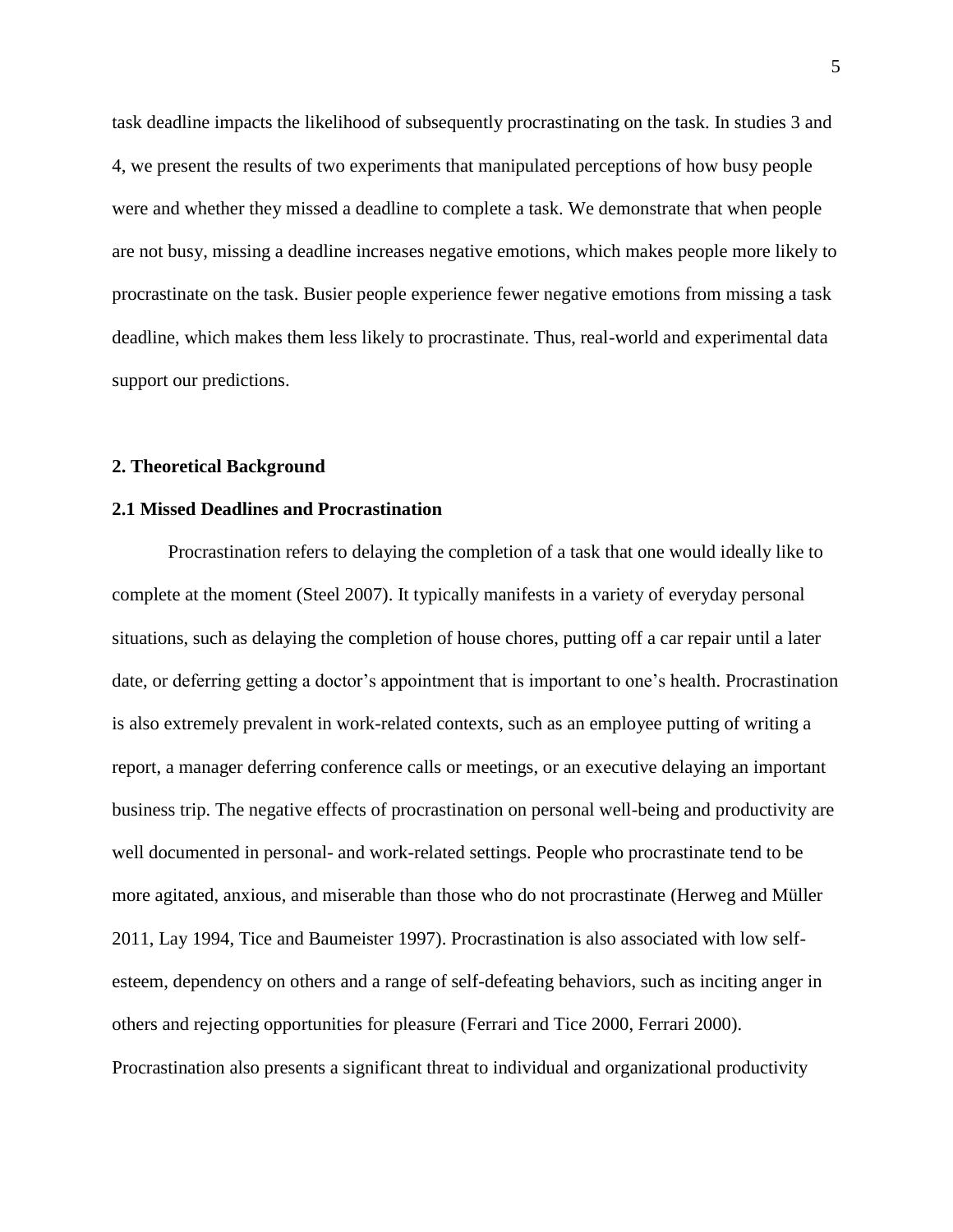task deadline impacts the likelihood of subsequently procrastinating on the task. In studies 3 and 4, we present the results of two experiments that manipulated perceptions of how busy people were and whether they missed a deadline to complete a task. We demonstrate that when people are not busy, missing a deadline increases negative emotions, which makes people more likely to procrastinate on the task. Busier people experience fewer negative emotions from missing a task deadline, which makes them less likely to procrastinate. Thus, real-world and experimental data support our predictions.

## 2. Theoretical Background

### 2.1 Missed Deadlines and Procrastination

Procrastination refers to delaying the completion of a task that one would ideally like to complete at the moment (Steel 2007). It typically manifests in a variety of everyday personal situations, such as delaying the completion of house chores, putting off a car repair until a later date, or deferring getting a doctor's appointment that is important to one's health. Procrastination is also extremely prevalent in work-related contexts, such as an employee putting of writing a report, a manager deferring conference calls or meetings, or an executive delaying an important business trip. The negative effects of procrastination on personal well-being and productivity are well documented in personal- and work-related settings. People who procrastinate tend to be more agitated, anxious, and miserable than those who do not procrastinate (Herweg and Müller 2011, Lay 1994, Tice and Baumeister 1997). Procrastination is also associated with low self-esteem, dependency on others and a range of self-defeating behaviors, such as inciting anger in others and rejecting opportunities for pleasure (Ferrari and Tice 2000, Ferrari 2000). Procrastination also presents a significant threat to individual and organizational productivity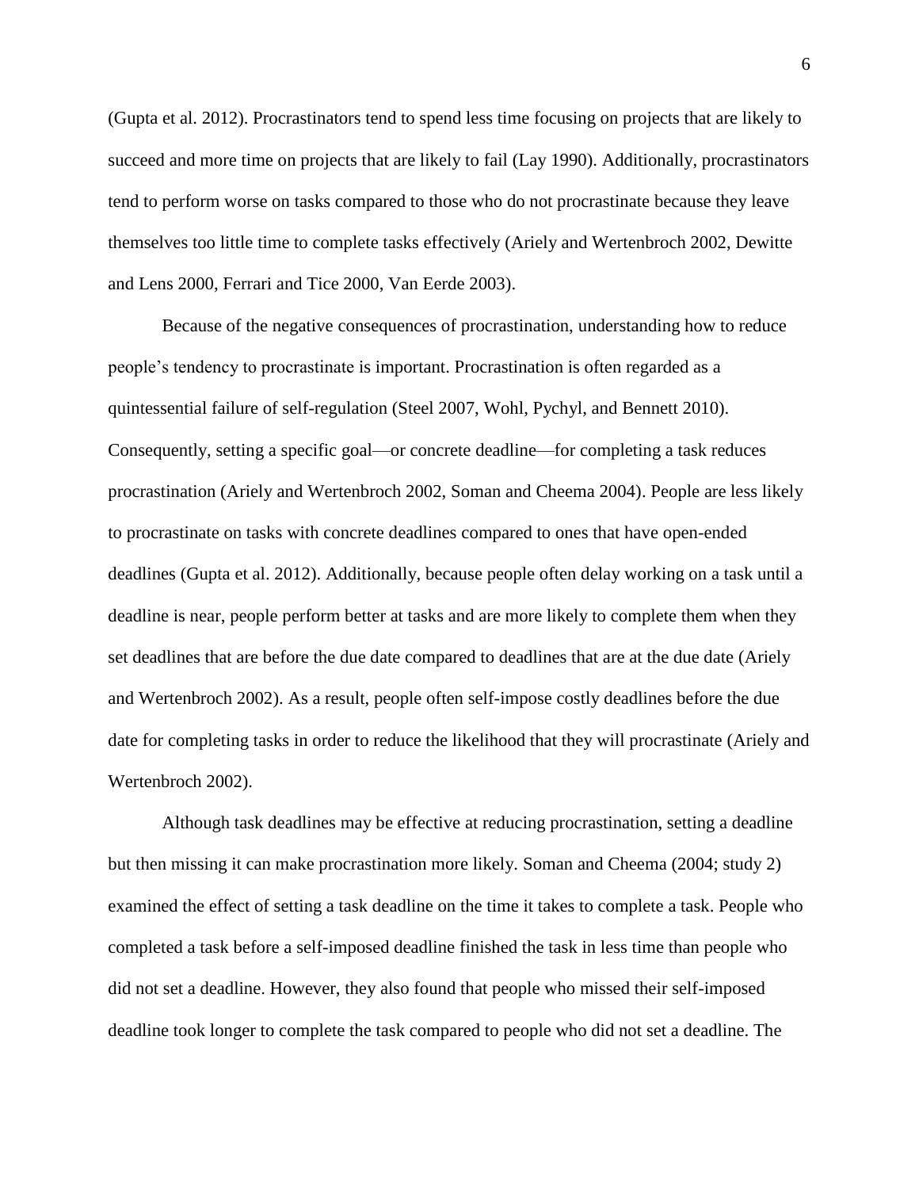(Gupta et al. 2012). Procrastinators tend to spend less time focusing on projects that are likely to succeed and more time on projects that are likely to fail (Lay 1990). Additionally, procrastinators tend to perform worse on tasks compared to those who do not procrastinate because they leave themselves too little time to complete tasks effectively (Ariely and Wertenbroch 2002, Dewitte and Lens 2000, Ferrari and Tice 2000, Van Eerde 2003).

Because of the negative consequences of procrastination, understanding how to reduce people's tendency to procrastinate is important. Procrastination is often regarded as a quintessential failure of self-regulation (Steel 2007, Wohl, Pychyl, and Bennett 2010). Consequently, setting a specific goal—or concrete deadline—for completing a task reduces procrastination (Ariely and Wertenbroch 2002, Soman and Cheema 2004). People are less likely to procrastinate on tasks with concrete deadlines compared to ones that have open-ended deadlines (Gupta et al. 2012). Additionally, because people often delay working on a task until a deadline is near, people perform better at tasks and are more likely to complete them when they set deadlines that are before the due date compared to deadlines that are at the due date (Ariely and Wertenbroch 2002). As a result, people often self-impose costly deadlines before the due date for completing tasks in order to reduce the likelihood that they will procrastinate (Ariely and Wertenbroch 2002).

Although task deadlines may be effective at reducing procrastination, setting a deadline but then missing it can make procrastination more likely. Soman and Cheema (2004; study 2) examined the effect of setting a task deadline on the time it takes to complete a task. People who completed a task before a self-imposed deadline finished the task in less time than people who did not set a deadline. However, they also found that people who missed their self-imposed deadline took longer to complete the task compared to people who did not set a deadline. The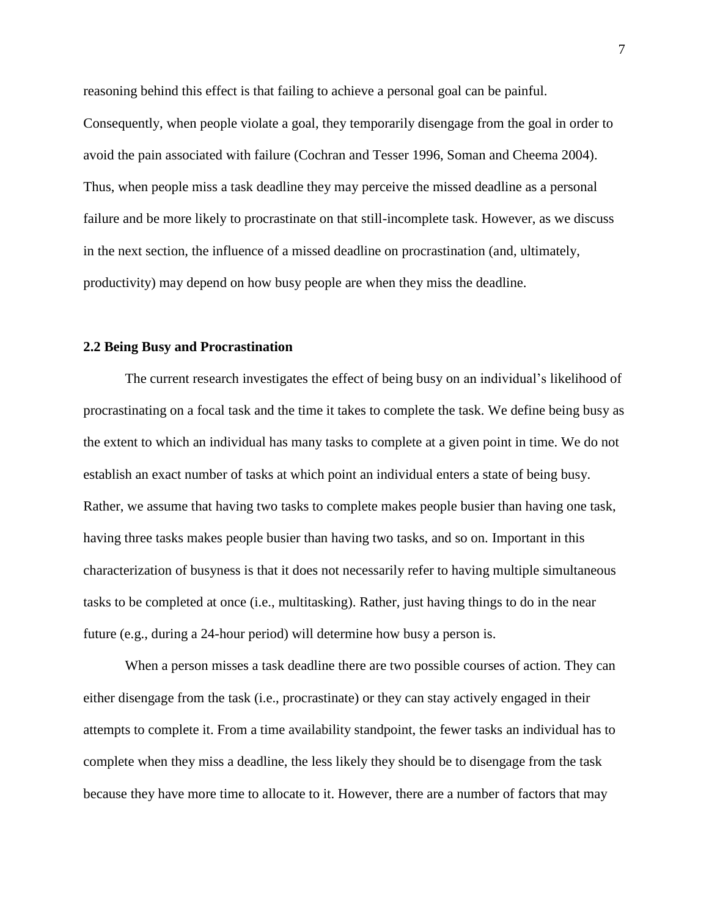reasoning behind this effect is that failing to achieve a personal goal can be painful. Consequently, when people violate a goal, they temporarily disengage from the goal in order to avoid the pain associated with failure (Cochran and Tesser 1996, Soman and Cheema 2004). Thus, when people miss a task deadline they may perceive the missed deadline as a personal failure and be more likely to procrastinate on that still-incomplete task. However, as we discuss in the next section, the influence of a missed deadline on procrastination (and, ultimately, productivity) may depend on how busy people are when they miss the deadline.

### 2.2 Being Busy and Procrastination

The current research investigates the effect of being busy on an individual's likelihood of procrastinating on a focal task and the time it takes to complete the task. We define being busy as the extent to which an individual has many tasks to complete at a given point in time. We do not establish an exact number of tasks at which point an individual enters a state of being busy. Rather, we assume that having two tasks to complete makes people busier than having one task, having three tasks makes people busier than having two tasks, and so on. Important in this characterization of busyness is that it does not necessarily refer to having multiple simultaneous tasks to be completed at once (i.e., multitasking). Rather, just having things to do in the near future (e.g., during a 24-hour period) will determine how busy a person is.

When a person misses a task deadline there are two possible courses of action. They can either disengage from the task (i.e., procrastinate) or they can stay actively engaged in their attempts to complete it. From a time availability standpoint, the fewer tasks an individual has to complete when they miss a deadline, the less likely they should be to disengage from the task because they have more time to allocate to it. However, there are a number of factors that may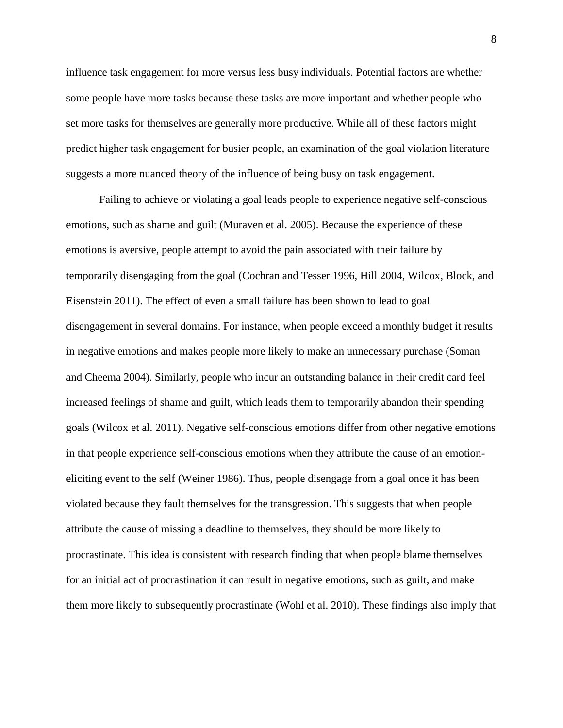influence task engagement for more versus less busy individuals. Potential factors are whether some people have more tasks because these tasks are more important and whether people who set more tasks for themselves are generally more productive. While all of these factors might predict higher task engagement for busier people, an examination of the goal violation literature suggests a more nuanced theory of the influence of being busy on task engagement.

Failing to achieve or violating a goal leads people to experience negative self-conscious emotions, such as shame and guilt (Muraven et al. 2005). Because the experience of these emotions is aversive, people attempt to avoid the pain associated with their failure by temporarily disengaging from the goal (Cochran and Tesser 1996, Hill 2004, Wilcox, Block, and Eisenstein 2011). The effect of even a small failure has been shown to lead to goal disengagement in several domains. For instance, when people exceed a monthly budget it results in negative emotions and makes people more likely to make an unnecessary purchase (Soman and Cheema 2004). Similarly, people who incur an outstanding balance in their credit card feel increased feelings of shame and guilt, which leads them to temporarily abandon their spending goals (Wilcox et al. 2011). Negative self-conscious emotions differ from other negative emotions in that people experience self-conscious emotions when they attribute the cause of an emotion-eliciting event to the self (Weiner 1986). Thus, people disengage from a goal once it has been violated because they fault themselves for the transgression. This suggests that when people attribute the cause of missing a deadline to themselves, they should be more likely to procrastinate. This idea is consistent with research finding that when people blame themselves for an initial act of procrastination it can result in negative emotions, such as guilt, and make them more likely to subsequently procrastinate (Wohl et al. 2010). These findings also imply that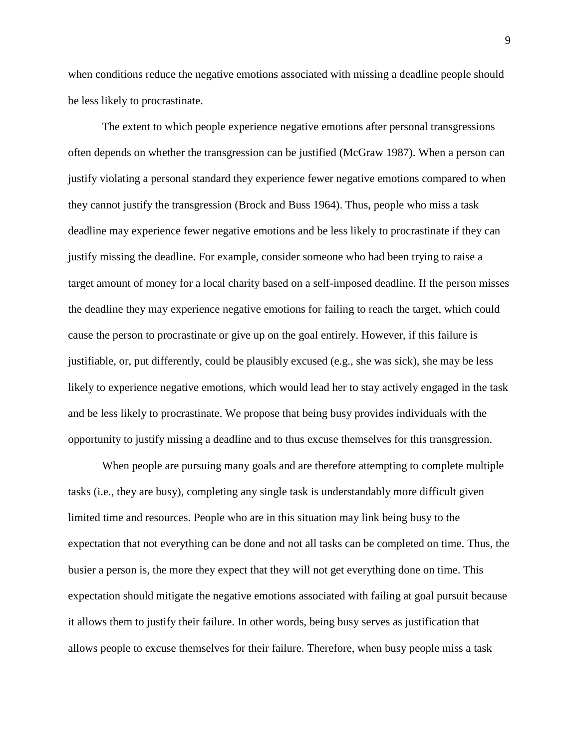when conditions reduce the negative emotions associated with missing a deadline people should be less likely to procrastinate.

The extent to which people experience negative emotions after personal transgressions often depends on whether the transgression can be justified (McGraw 1987). When a person can justify violating a personal standard they experience fewer negative emotions compared to when they cannot justify the transgression (Brock and Buss 1964). Thus, people who miss a task deadline may experience fewer negative emotions and be less likely to procrastinate if they can justify missing the deadline. For example, consider someone who had been trying to raise a target amount of money for a local charity based on a self-imposed deadline. If the person misses the deadline they may experience negative emotions for failing to reach the target, which could cause the person to procrastinate or give up on the goal entirely. However, if this failure is justifiable, or, put differently, could be plausibly excused (e.g., she was sick), she may be less likely to experience negative emotions, which would lead her to stay actively engaged in the task and be less likely to procrastinate. We propose that being busy provides individuals with the opportunity to justify missing a deadline and to thus excuse themselves for this transgression.

When people are pursuing many goals and are therefore attempting to complete multiple tasks (i.e., they are busy), completing any single task is understandably more difficult given limited time and resources. People who are in this situation may link being busy to the expectation that not everything can be done and not all tasks can be completed on time. Thus, the busier a person is, the more they expect that they will not get everything done on time. This expectation should mitigate the negative emotions associated with failing at goal pursuit because it allows them to justify their failure. In other words, being busy serves as justification that allows people to excuse themselves for their failure. Therefore, when busy people miss a task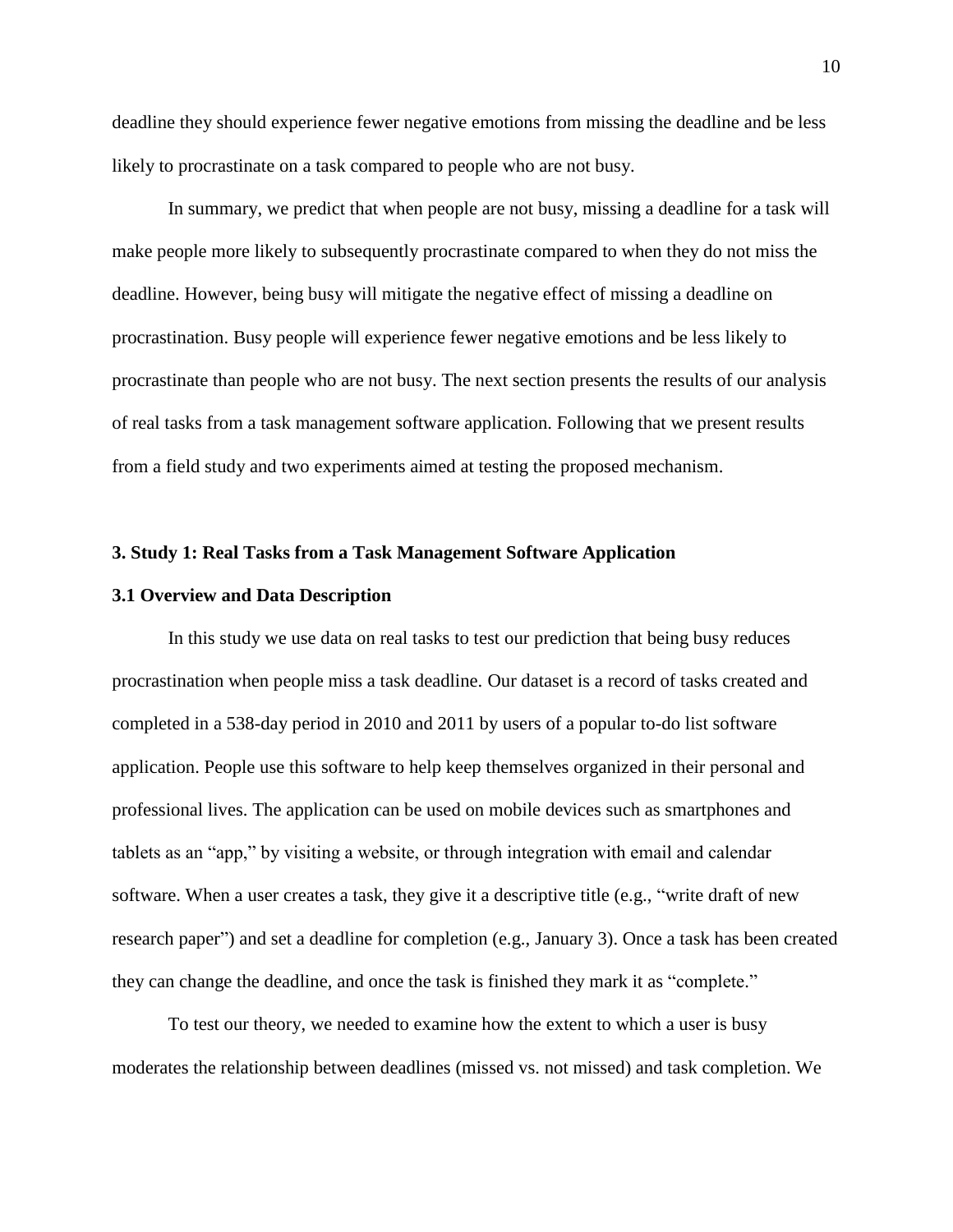deadline they should experience fewer negative emotions from missing the deadline and be less likely to procrastinate on a task compared to people who are not busy.

In summary, we predict that when people are not busy, missing a deadline for a task will make people more likely to subsequently procrastinate compared to when they do not miss the deadline. However, being busy will mitigate the negative effect of missing a deadline on procrastination. Busy people will experience fewer negative emotions and be less likely to procrastinate than people who are not busy. The next section presents the results of our analysis of real tasks from a task management software application. Following that we present results from a field study and two experiments aimed at testing the proposed mechanism.

## 3. Study 1: Real Tasks from a Task Management Software Application

### 3.1 Overview and Data Description

In this study we use data on real tasks to test our prediction that being busy reduces procrastination when people miss a task deadline. Our dataset is a record of tasks created and completed in a 538-day period in 2010 and 2011 by users of a popular to-do list software application. People use this software to help keep themselves organized in their personal and professional lives. The application can be used on mobile devices such as smartphones and tablets as an "app," by visiting a website, or through integration with email and calendar software. When a user creates a task, they give it a descriptive title (e.g., "write draft of new research paper") and set a deadline for completion (e.g., January 3). Once a task has been created they can change the deadline, and once the task is finished they mark it as "complete."

To test our theory, we needed to examine how the extent to which a user is busy moderates the relationship between deadlines (missed vs. not missed) and task completion. We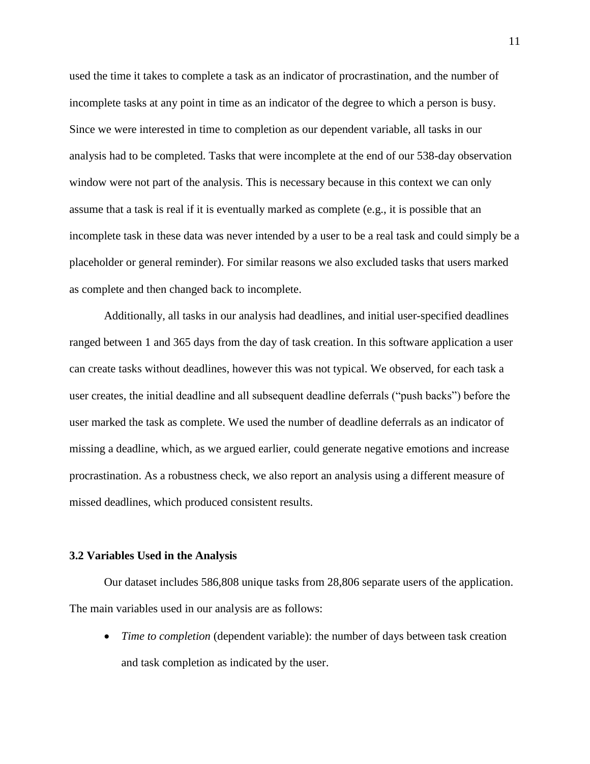used the time it takes to complete a task as an indicator of procrastination, and the number of incomplete tasks at any point in time as an indicator of the degree to which a person is busy. Since we were interested in time to completion as our dependent variable, all tasks in our analysis had to be completed. Tasks that were incomplete at the end of our 538-day observation window were not part of the analysis. This is necessary because in this context we can only assume that a task is real if it is eventually marked as complete (e.g., it is possible that an incomplete task in these data was never intended by a user to be a real task and could simply be a placeholder or general reminder). For similar reasons we also excluded tasks that users marked as complete and then changed back to incomplete.

Additionally, all tasks in our analysis had deadlines, and initial user-specified deadlines ranged between 1 and 365 days from the day of task creation. In this software application a user can create tasks without deadlines, however this was not typical. We observed, for each task a user creates, the initial deadline and all subsequent deadline deferrals ("push backs") before the user marked the task as complete. We used the number of deadline deferrals as an indicator of missing a deadline, which, as we argued earlier, could generate negative emotions and increase procrastination. As a robustness check, we also report an analysis using a different measure of missed deadlines, which produced consistent results.

### 3.2 Variables Used in the Analysis

Our dataset includes 586,808 unique tasks from 28,806 separate users of the application. The main variables used in our analysis are as follows:

- *Time to completion* (dependent variable): the number of days between task creation and task completion as indicated by the user.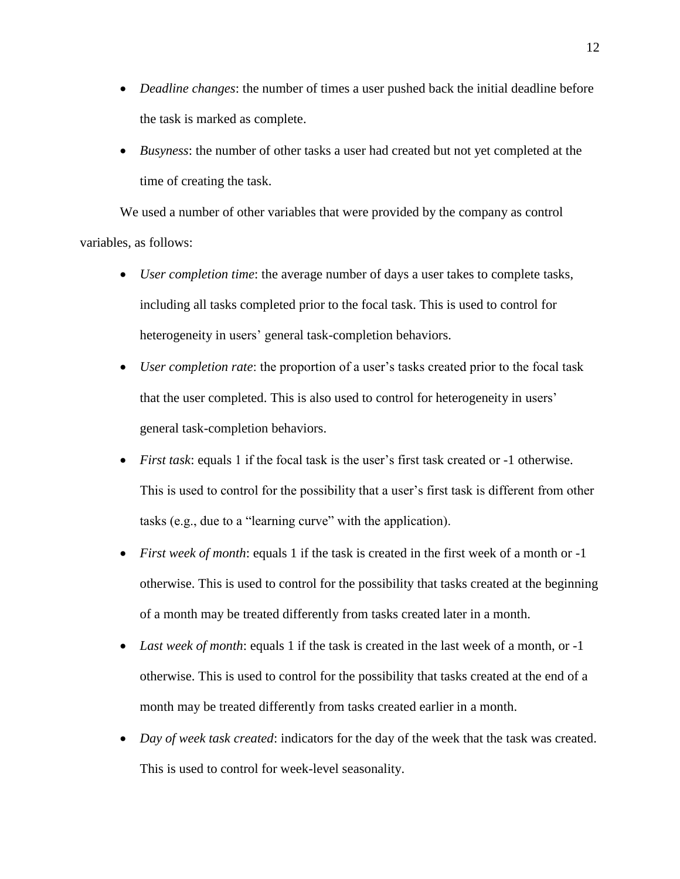- *Deadline changes*: the number of times a user pushed back the initial deadline before the task is marked as complete.
- *Busyness*: the number of other tasks a user had created but not yet completed at the time of creating the task.

We used a number of other variables that were provided by the company as control variables, as follows:

- *User completion time*: the average number of days a user takes to complete tasks, including all tasks completed prior to the focal task. This is used to control for heterogeneity in users' general task-completion behaviors.
- *User completion rate*: the proportion of a user's tasks created prior to the focal task that the user completed. This is also used to control for heterogeneity in users' general task-completion behaviors.
- *First task*: equals 1 if the focal task is the user's first task created or -1 otherwise. This is used to control for the possibility that a user's first task is different from other tasks (e.g., due to a "learning curve" with the application).
- *First week of month*: equals 1 if the task is created in the first week of a month or -1 otherwise. This is used to control for the possibility that tasks created at the beginning of a month may be treated differently from tasks created later in a month.
- *Last week of month*: equals 1 if the task is created in the last week of a month, or -1 otherwise. This is used to control for the possibility that tasks created at the end of a month may be treated differently from tasks created earlier in a month.
- *Day of week task created*: indicators for the day of the week that the task was created. This is used to control for week-level seasonality.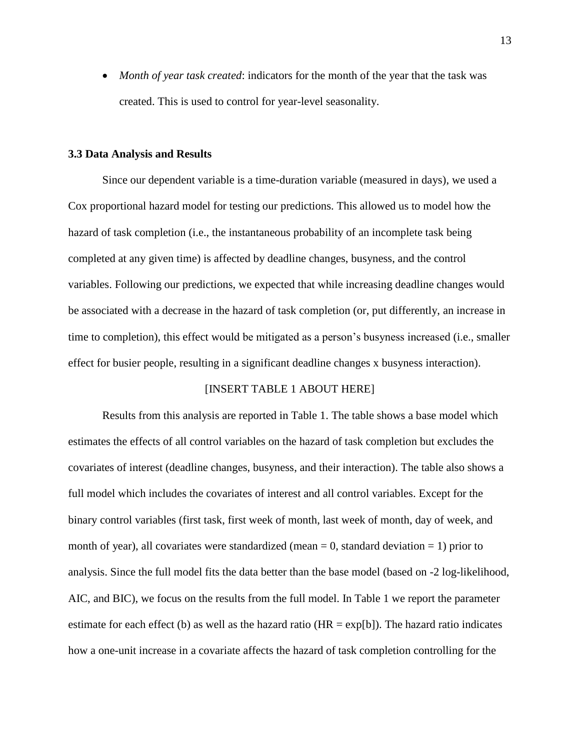- *Month of year task created*: indicators for the month of the year that the task was created. This is used to control for year-level seasonality.

### 3.3 Data Analysis and Results

Since our dependent variable is a time-duration variable (measured in days), we used a Cox proportional hazard model for testing our predictions. This allowed us to model how the hazard of task completion (i.e., the instantaneous probability of an incomplete task being completed at any given time) is affected by deadline changes, busyness, and the control variables. Following our predictions, we expected that while increasing deadline changes would be associated with a decrease in the hazard of task completion (or, put differently, an increase in time to completion), this effect would be mitigated as a person's busyness increased (i.e., smaller effect for busier people, resulting in a significant deadline changes x busyness interaction).

[INSERT TABLE 1 ABOUT HERE]

Results from this analysis are reported in Table 1. The table shows a base model which estimates the effects of all control variables on the hazard of task completion but excludes the covariates of interest (deadline changes, busyness, and their interaction). The table also shows a full model which includes the covariates of interest and all control variables. Except for the binary control variables (first task, first week of month, last week of month, day of week, and month of year), all covariates were standardized (mean = 0, standard deviation = 1) prior to analysis. Since the full model fits the data better than the base model (based on -2 log-likelihood, AIC, and BIC), we focus on the results from the full model. In Table 1 we report the parameter estimate for each effect (b) as well as the hazard ratio (HR = exp[b]). The hazard ratio indicates how a one-unit increase in a covariate affects the hazard of task completion controlling for the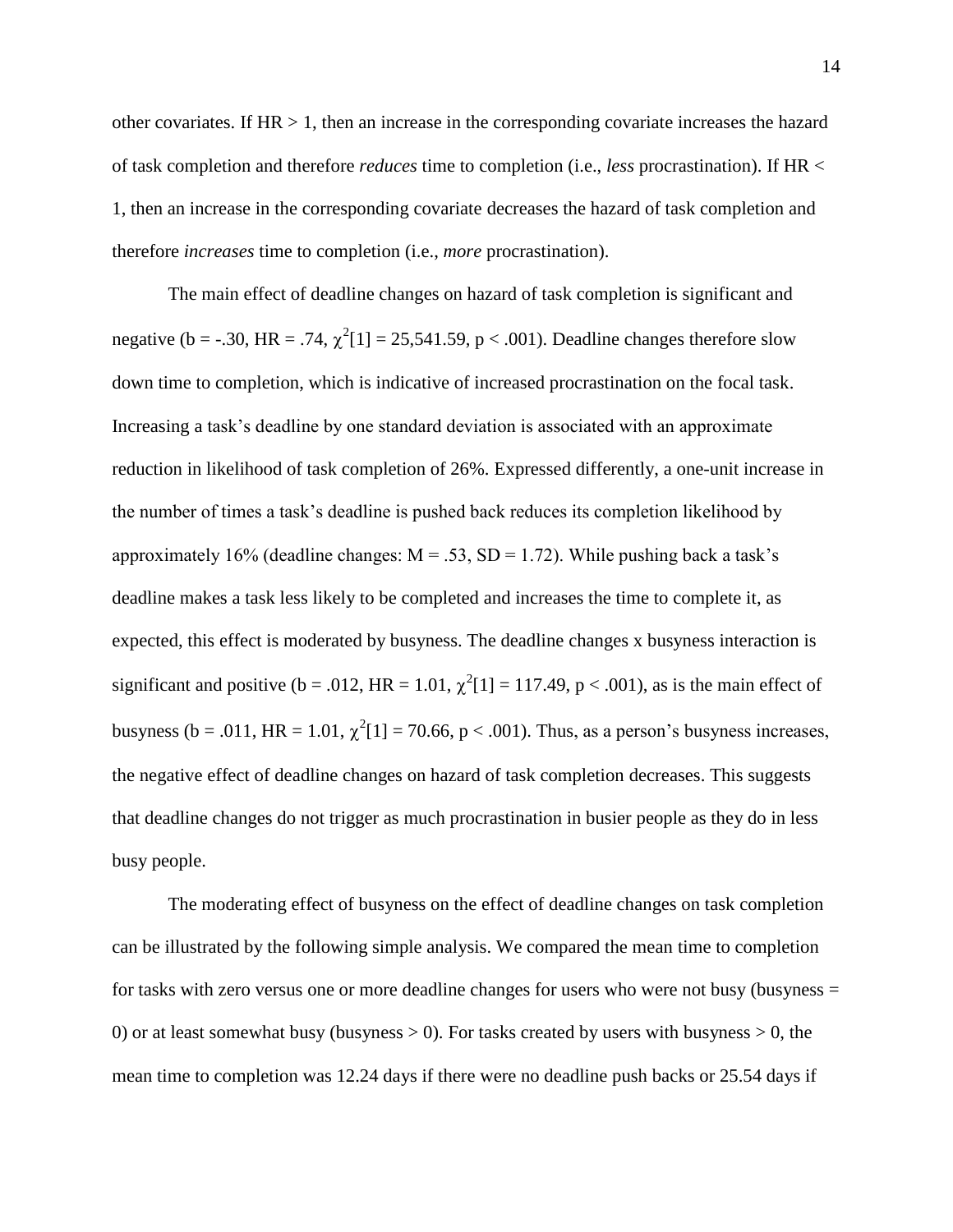other covariates. If HR > 1, then an increase in the corresponding covariate increases the hazard of task completion and therefore *reduces* time to completion (i.e., *less* procrastination). If HR < 1, then an increase in the corresponding covariate decreases the hazard of task completion and therefore *increases* time to completion (i.e., *more* procrastination).

The main effect of deadline changes on hazard of task completion is significant and negative (b = -.30, HR = .74, $\chi^2[1] = 25{,}541.59$, p < .001). Deadline changes therefore slow down time to completion, which is indicative of increased procrastination on the focal task. Increasing a task's deadline by one standard deviation is associated with an approximate reduction in likelihood of task completion of 26%. Expressed differently, a one-unit increase in the number of times a task's deadline is pushed back reduces its completion likelihood by approximately 16% (deadline changes: M = .53, SD = 1.72). While pushing back a task's deadline makes a task less likely to be completed and increases the time to complete it, as expected, this effect is moderated by busyness. The deadline changes x busyness interaction is significant and positive (b = .012, HR = 1.01, $\chi^2[1] = 117.49$, p < .001), as is the main effect of busyness (b = .011, HR = 1.01, $\chi^2[1] = 70.66$, p < .001). Thus, as a person's busyness increases, the negative effect of deadline changes on hazard of task completion decreases. This suggests that deadline changes do not trigger as much procrastination in busier people as they do in less busy people.

The moderating effect of busyness on the effect of deadline changes on task completion can be illustrated by the following simple analysis. We compared the mean time to completion for tasks with zero versus one or more deadline changes for users who were not busy (busyness = 0) or at least somewhat busy (busyness > 0). For tasks created by users with busyness > 0, the mean time to completion was 12.24 days if there were no deadline push backs or 25.54 days if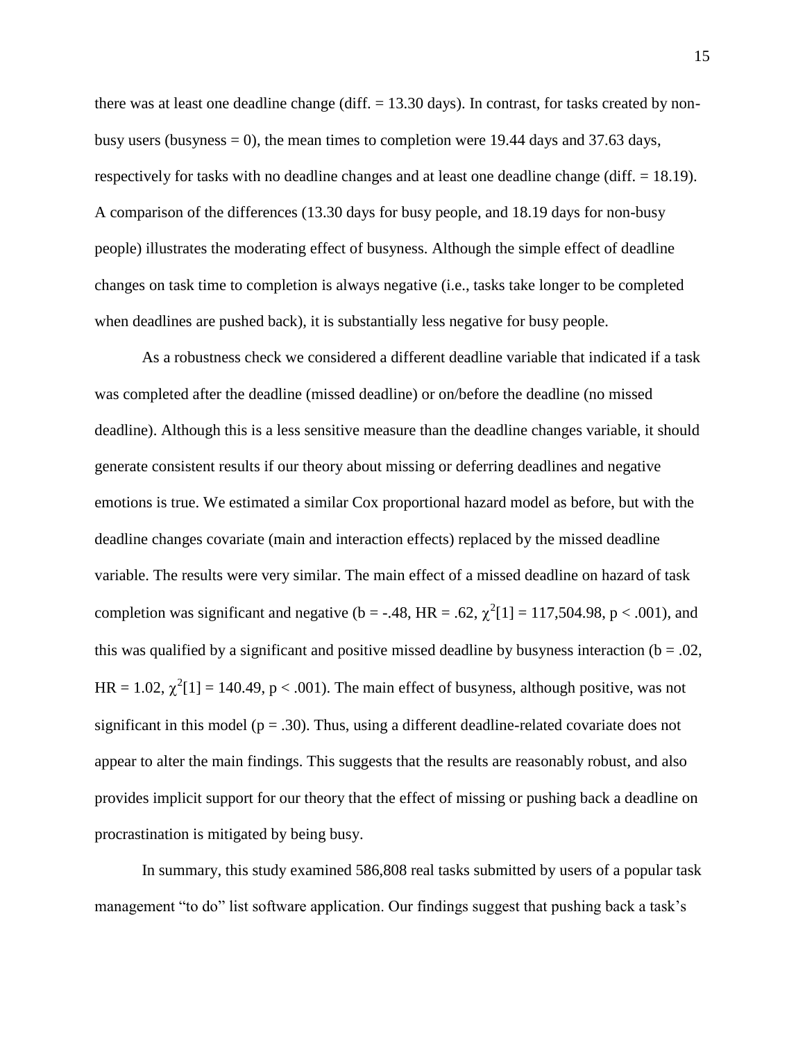there was at least one deadline change (diff. = 13.30 days). In contrast, for tasks created by non-busy users (busyness = 0), the mean times to completion were 19.44 days and 37.63 days, respectively for tasks with no deadline changes and at least one deadline change (diff. = 18.19). A comparison of the differences (13.30 days for busy people, and 18.19 days for non-busy people) illustrates the moderating effect of busyness. Although the simple effect of deadline changes on task time to completion is always negative (i.e., tasks take longer to be completed when deadlines are pushed back), it is substantially less negative for busy people.

As a robustness check we considered a different deadline variable that indicated if a task was completed after the deadline (missed deadline) or on/before the deadline (no missed deadline). Although this is a less sensitive measure than the deadline changes variable, it should generate consistent results if our theory about missing or deferring deadlines and negative emotions is true. We estimated a similar Cox proportional hazard model as before, but with the deadline changes covariate (main and interaction effects) replaced by the missed deadline variable. The results were very similar. The main effect of a missed deadline on hazard of task completion was significant and negative (b = -.48, HR = .62, $\chi^2[1] = 117{,}504.98$, $p < .001$), and this was qualified by a significant and positive missed deadline by busyness interaction (b = .02, HR = 1.02, $\chi^2[1] = 140.49$, $p < .001$). The main effect of busyness, although positive, was not significant in this model ($p = .30$). Thus, using a different deadline-related covariate does not appear to alter the main findings. This suggests that the results are reasonably robust, and also provides implicit support for our theory that the effect of missing or pushing back a deadline on procrastination is mitigated by being busy.

In summary, this study examined 586,808 real tasks submitted by users of a popular task management "to do" list software application. Our findings suggest that pushing back a task's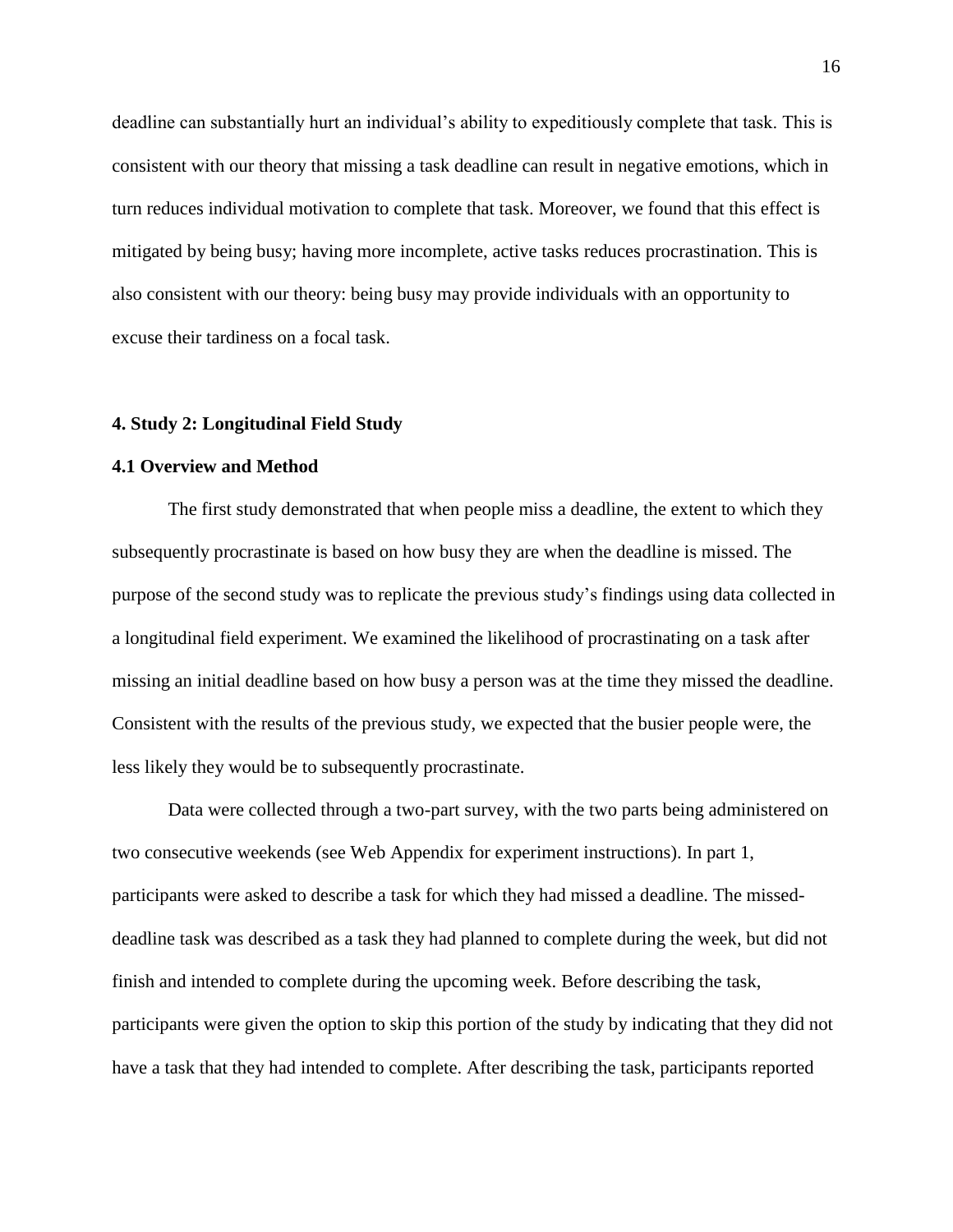deadline can substantially hurt an individual's ability to expeditiously complete that task. This is consistent with our theory that missing a task deadline can result in negative emotions, which in turn reduces individual motivation to complete that task. Moreover, we found that this effect is mitigated by being busy; having more incomplete, active tasks reduces procrastination. This is also consistent with our theory: being busy may provide individuals with an opportunity to excuse their tardiness on a focal task.

## 4. Study 2: Longitudinal Field Study

### 4.1 Overview and Method

The first study demonstrated that when people miss a deadline, the extent to which they subsequently procrastinate is based on how busy they are when the deadline is missed. The purpose of the second study was to replicate the previous study's findings using data collected in a longitudinal field experiment. We examined the likelihood of procrastinating on a task after missing an initial deadline based on how busy a person was at the time they missed the deadline. Consistent with the results of the previous study, we expected that the busier people were, the less likely they would be to subsequently procrastinate.

Data were collected through a two-part survey, with the two parts being administered on two consecutive weekends (see Web Appendix for experiment instructions). In part 1, participants were asked to describe a task for which they had missed a deadline. The missed-deadline task was described as a task they had planned to complete during the week, but did not finish and intended to complete during the upcoming week. Before describing the task, participants were given the option to skip this portion of the study by indicating that they did not have a task that they had intended to complete. After describing the task, participants reported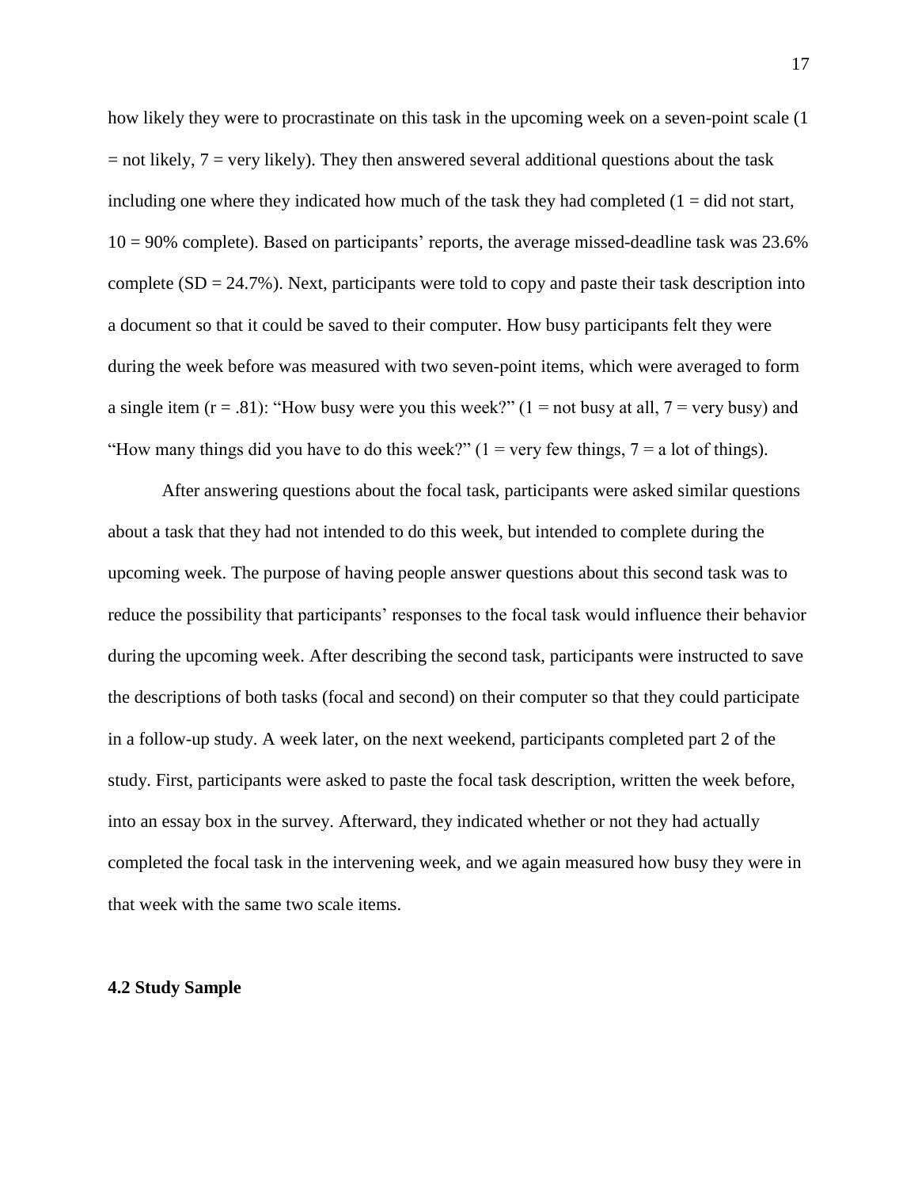how likely they were to procrastinate on this task in the upcoming week on a seven-point scale (1 = not likely, 7 = very likely). They then answered several additional questions about the task including one where they indicated how much of the task they had completed (1 = did not start, 10 = 90% complete). Based on participants' reports, the average missed-deadline task was 23.6% complete (SD = 24.7%). Next, participants were told to copy and paste their task description into a document so that it could be saved to their computer. How busy participants felt they were during the week before was measured with two seven-point items, which were averaged to form a single item ($r = .81$): "How busy were you this week?" (1 = not busy at all, 7 = very busy) and "How many things did you have to do this week?" (1 = very few things, 7 = a lot of things).

After answering questions about the focal task, participants were asked similar questions about a task that they had not intended to do this week, but intended to complete during the upcoming week. The purpose of having people answer questions about this second task was to reduce the possibility that participants' responses to the focal task would influence their behavior during the upcoming week. After describing the second task, participants were instructed to save the descriptions of both tasks (focal and second) on their computer so that they could participate in a follow-up study. A week later, on the next weekend, participants completed part 2 of the study. First, participants were asked to paste the focal task description, written the week before, into an essay box in the survey. Afterward, they indicated whether or not they had actually completed the focal task in the intervening week, and we again measured how busy they were in that week with the same two scale items.

### 4.2 Study Sample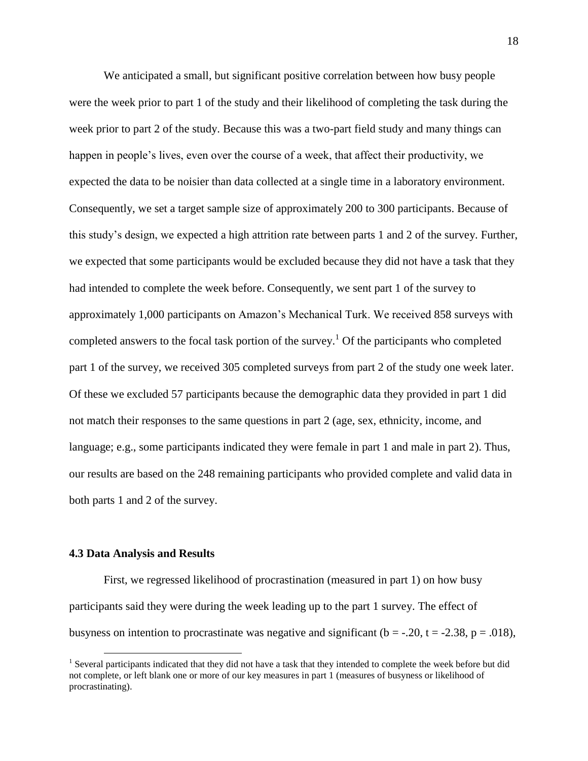We anticipated a small, but significant positive correlation between how busy people were the week prior to part 1 of the study and their likelihood of completing the task during the week prior to part 2 of the study. Because this was a two-part field study and many things can happen in people's lives, even over the course of a week, that affect their productivity, we expected the data to be noisier than data collected at a single time in a laboratory environment. Consequently, we set a target sample size of approximately 200 to 300 participants. Because of this study's design, we expected a high attrition rate between parts 1 and 2 of the survey. Further, we expected that some participants would be excluded because they did not have a task that they had intended to complete the week before. Consequently, we sent part 1 of the survey to approximately 1,000 participants on Amazon's Mechanical Turk. We received 858 surveys with completed answers to the focal task portion of the survey.[1] Of the participants who completed part 1 of the survey, we received 305 completed surveys from part 2 of the study one week later. Of these we excluded 57 participants because the demographic data they provided in part 1 did not match their responses to the same questions in part 2 (age, sex, ethnicity, income, and language; e.g., some participants indicated they were female in part 1 and male in part 2). Thus, our results are based on the 248 remaining participants who provided complete and valid data in both parts 1 and 2 of the survey.

### 4.3 Data Analysis and Results

First, we regressed likelihood of procrastination (measured in part 1) on how busy participants said they were during the week leading up to the part 1 survey. The effect of busyness on intention to procrastinate was negative and significant ($b = -.20$, $t = -2.38$, $p = .018$),

[1] Several participants indicated that they did not have a task that they intended to complete the week before but did not complete, or left blank one or more of our key measures in part 1 (measures of busyness or likelihood of procrastinating).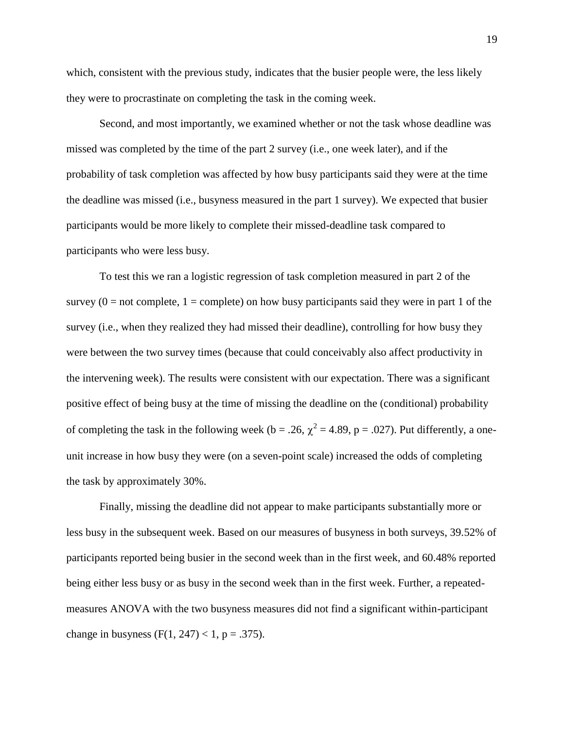which, consistent with the previous study, indicates that the busier people were, the less likely they were to procrastinate on completing the task in the coming week.

Second, and most importantly, we examined whether or not the task whose deadline was missed was completed by the time of the part 2 survey (i.e., one week later), and if the probability of task completion was affected by how busy participants said they were at the time the deadline was missed (i.e., busyness measured in the part 1 survey). We expected that busier participants would be more likely to complete their missed-deadline task compared to participants who were less busy.

To test this we ran a logistic regression of task completion measured in part 2 of the survey (0 = not complete, 1 = complete) on how busy participants said they were in part 1 of the survey (i.e., when they realized they had missed their deadline), controlling for how busy they were between the two survey times (because that could conceivably also affect productivity in the intervening week). The results were consistent with our expectation. There was a significant positive effect of being busy at the time of missing the deadline on the (conditional) probability of completing the task in the following week ($b = .26$, $\chi^2 = 4.89$, $p = .027$). Put differently, a one-unit increase in how busy they were (on a seven-point scale) increased the odds of completing the task by approximately 30%.

Finally, missing the deadline did not appear to make participants substantially more or less busy in the subsequent week. Based on our measures of busyness in both surveys, 39.52% of participants reported being busier in the second week than in the first week, and 60.48% reported being either less busy or as busy in the second week than in the first week. Further, a repeated-measures ANOVA with the two busyness measures did not find a significant within-participant change in busyness ($F(1, 247) < 1$, $p = .375$).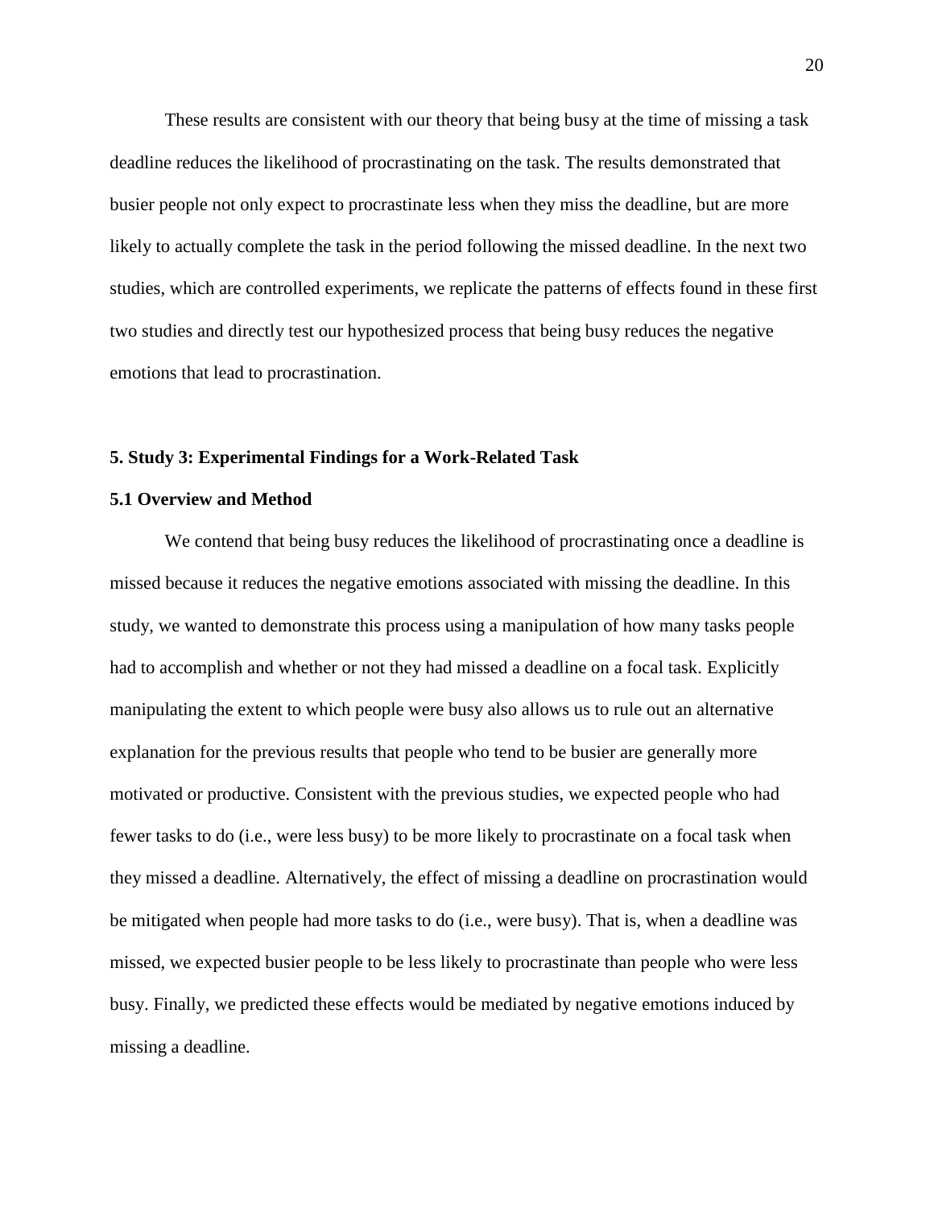These results are consistent with our theory that being busy at the time of missing a task deadline reduces the likelihood of procrastinating on the task. The results demonstrated that busier people not only expect to procrastinate less when they miss the deadline, but are more likely to actually complete the task in the period following the missed deadline. In the next two studies, which are controlled experiments, we replicate the patterns of effects found in these first two studies and directly test our hypothesized process that being busy reduces the negative emotions that lead to procrastination.

## 5. Study 3: Experimental Findings for a Work-Related Task

### 5.1 Overview and Method

We contend that being busy reduces the likelihood of procrastinating once a deadline is missed because it reduces the negative emotions associated with missing the deadline. In this study, we wanted to demonstrate this process using a manipulation of how many tasks people had to accomplish and whether or not they had missed a deadline on a focal task. Explicitly manipulating the extent to which people were busy also allows us to rule out an alternative explanation for the previous results that people who tend to be busier are generally more motivated or productive. Consistent with the previous studies, we expected people who had fewer tasks to do (i.e., were less busy) to be more likely to procrastinate on a focal task when they missed a deadline. Alternatively, the effect of missing a deadline on procrastination would be mitigated when people had more tasks to do (i.e., were busy). That is, when a deadline was missed, we expected busier people to be less likely to procrastinate than people who were less busy. Finally, we predicted these effects would be mediated by negative emotions induced by missing a deadline.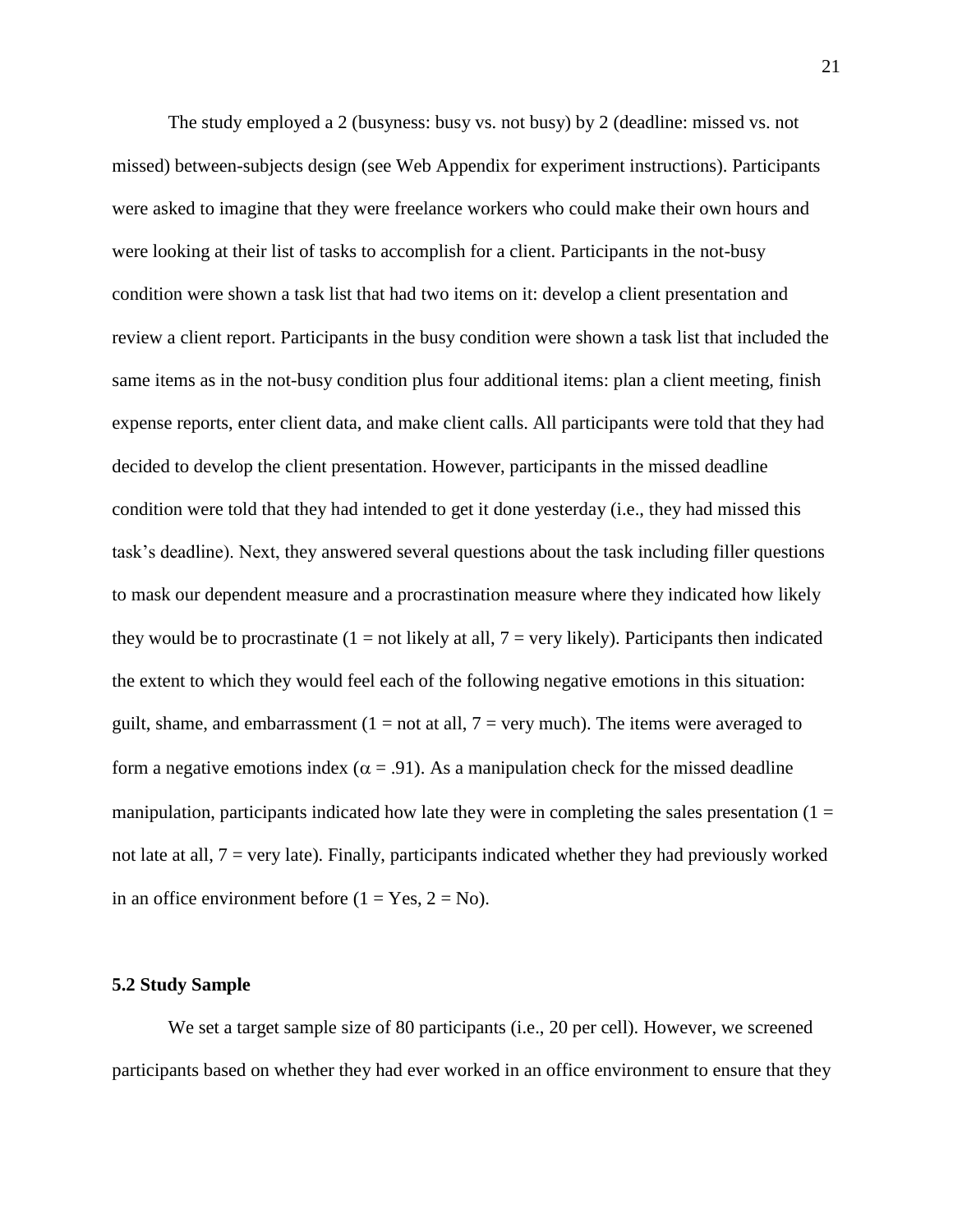The study employed a 2 (busyness: busy vs. not busy) by 2 (deadline: missed vs. not missed) between-subjects design (see Web Appendix for experiment instructions). Participants were asked to imagine that they were freelance workers who could make their own hours and were looking at their list of tasks to accomplish for a client. Participants in the not-busy condition were shown a task list that had two items on it: develop a client presentation and review a client report. Participants in the busy condition were shown a task list that included the same items as in the not-busy condition plus four additional items: plan a client meeting, finish expense reports, enter client data, and make client calls. All participants were told that they had decided to develop the client presentation. However, participants in the missed deadline condition were told that they had intended to get it done yesterday (i.e., they had missed this task's deadline). Next, they answered several questions about the task including filler questions to mask our dependent measure and a procrastination measure where they indicated how likely they would be to procrastinate (1 = not likely at all, 7 = very likely). Participants then indicated the extent to which they would feel each of the following negative emotions in this situation: guilt, shame, and embarrassment (1 = not at all, 7 = very much). The items were averaged to form a negative emotions index ($\alpha = .91$). As a manipulation check for the missed deadline manipulation, participants indicated how late they were in completing the sales presentation (1 = not late at all, 7 = very late). Finally, participants indicated whether they had previously worked in an office environment before (1 = Yes, 2 = No).

### 5.2 Study Sample

We set a target sample size of 80 participants (i.e., 20 per cell). However, we screened participants based on whether they had ever worked in an office environment to ensure that they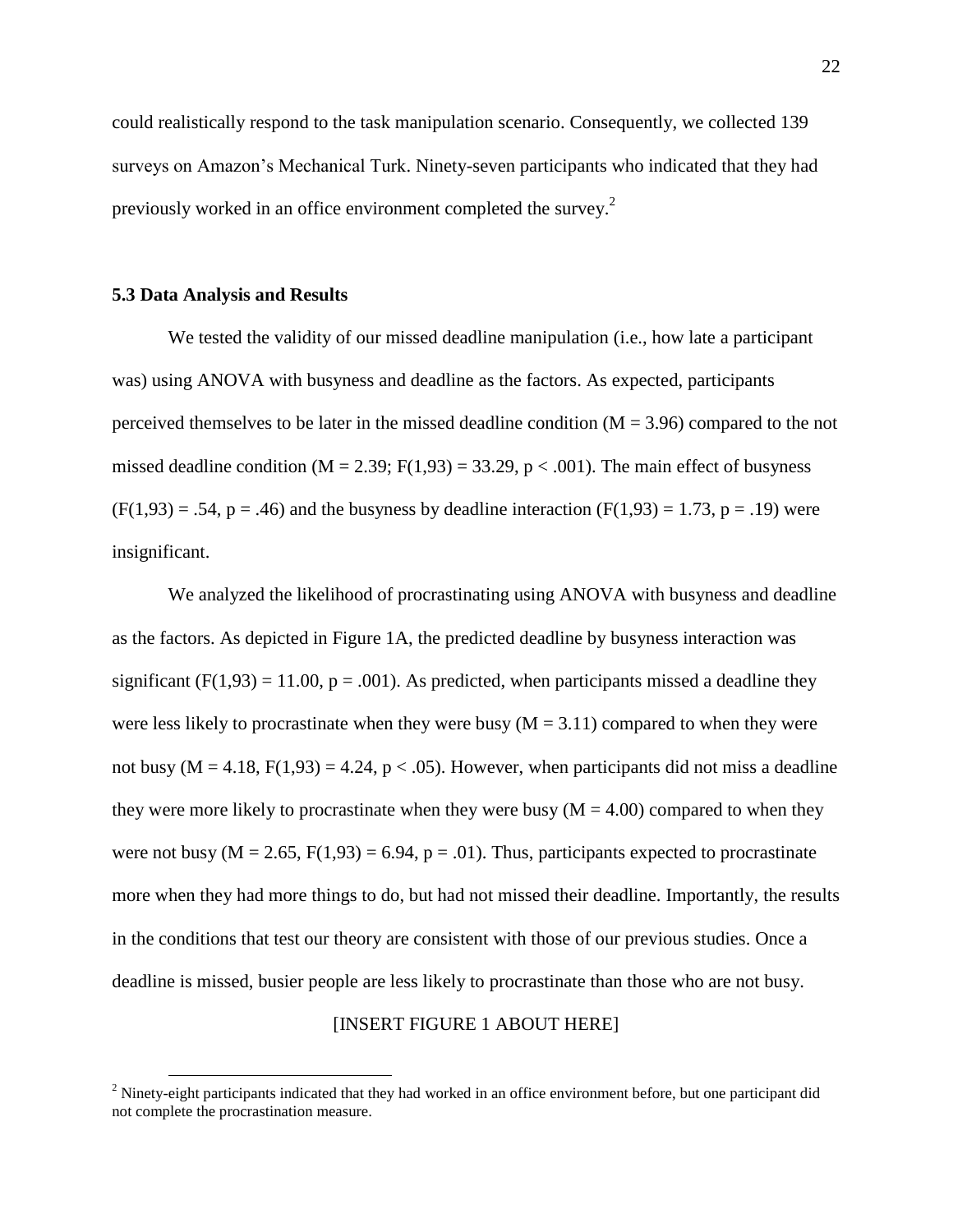could realistically respond to the task manipulation scenario. Consequently, we collected 139 surveys on Amazon's Mechanical Turk. Ninety-seven participants who indicated that they had previously worked in an office environment completed the survey.[2]

**5.3 Data Analysis and Results**

We tested the validity of our missed deadline manipulation (i.e., how late a participant was) using ANOVA with busyness and deadline as the factors. As expected, participants perceived themselves to be later in the missed deadline condition ($M = 3.96$) compared to the not missed deadline condition ($M = 2.39$; $F(1,93) = 33.29$, $p < .001$). The main effect of busyness ($F(1,93) = .54$, $p = .46$) and the busyness by deadline interaction ($F(1,93) = 1.73$, $p = .19$) were insignificant.

We analyzed the likelihood of procrastinating using ANOVA with busyness and deadline as the factors. As depicted in Figure 1A, the predicted deadline by busyness interaction was significant ($F(1,93) = 11.00$, $p = .001$). As predicted, when participants missed a deadline they were less likely to procrastinate when they were busy ($M = 3.11$) compared to when they were not busy ($M = 4.18$, $F(1,93) = 4.24$, $p < .05$). However, when participants did not miss a deadline they were more likely to procrastinate when they were busy ($M = 4.00$) compared to when they were not busy ($M = 2.65$, $F(1,93) = 6.94$, $p = .01$). Thus, participants expected to procrastinate more when they had more things to do, but had not missed their deadline. Importantly, the results in the conditions that test our theory are consistent with those of our previous studies. Once a deadline is missed, busier people are less likely to procrastinate than those who are not busy.

[INSERT FIGURE 1 ABOUT HERE]

[2] Ninety-eight participants indicated that they had worked in an office environment before, but one participant did not complete the procrastination measure.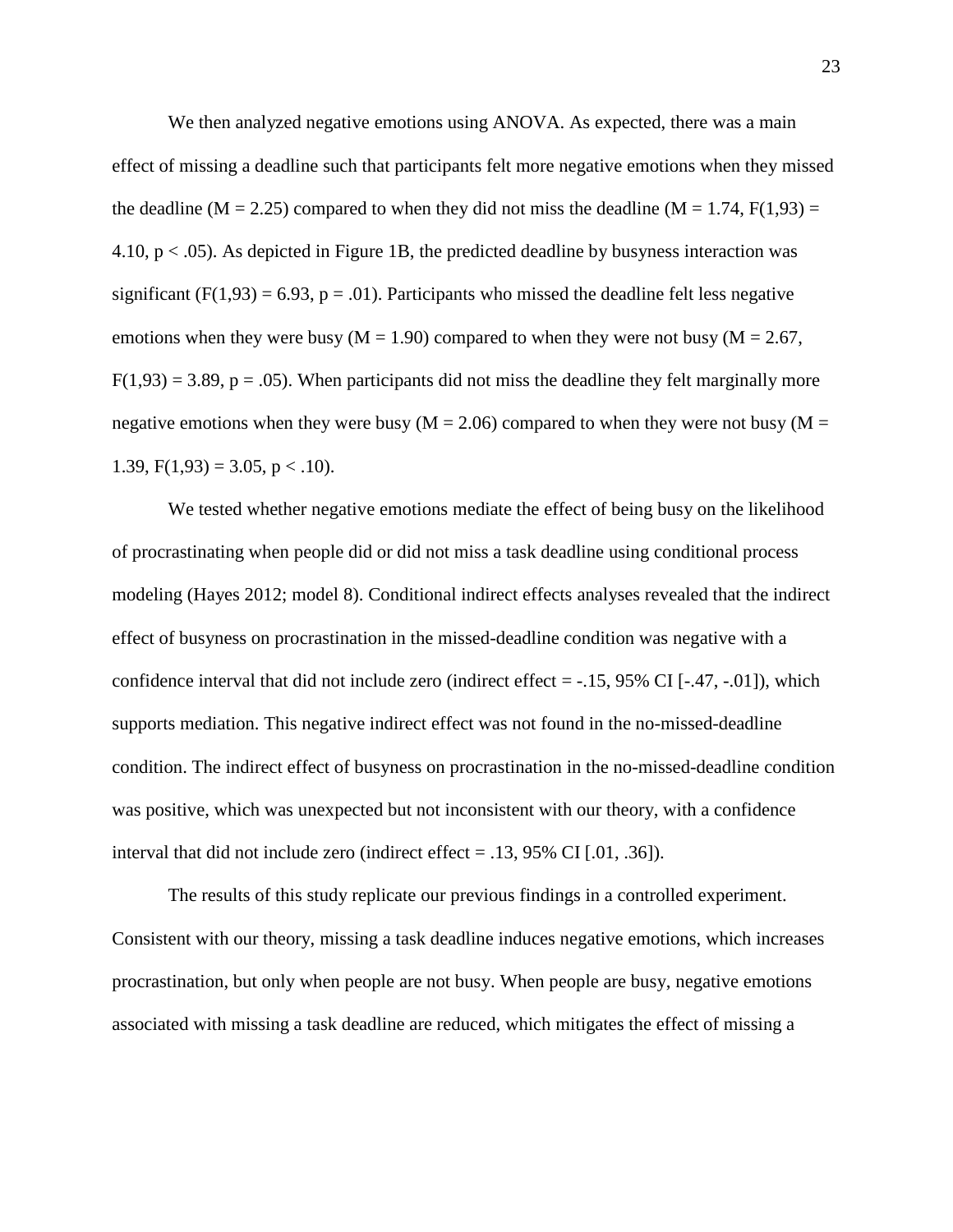We then analyzed negative emotions using ANOVA. As expected, there was a main effect of missing a deadline such that participants felt more negative emotions when they missed the deadline ($M = 2.25$) compared to when they did not miss the deadline ($M = 1.74$, $F(1,93) = 4.10$, $p < .05$). As depicted in Figure 1B, the predicted deadline by busyness interaction was significant ($F(1,93) = 6.93$, $p = .01$). Participants who missed the deadline felt less negative emotions when they were busy ($M = 1.90$) compared to when they were not busy ($M = 2.67$, $F(1,93) = 3.89$, $p = .05$). When participants did not miss the deadline they felt marginally more negative emotions when they were busy ($M = 2.06$) compared to when they were not busy ($M = 1.39$, $F(1,93) = 3.05$, $p < .10$).

We tested whether negative emotions mediate the effect of being busy on the likelihood of procrastinating when people did or did not miss a task deadline using conditional process modeling (Hayes 2012; model 8). Conditional indirect effects analyses revealed that the indirect effect of busyness on procrastination in the missed-deadline condition was negative with a confidence interval that did not include zero (indirect effect = -.15, 95% CI [-.47, -.01]), which supports mediation. This negative indirect effect was not found in the no-missed-deadline condition. The indirect effect of busyness on procrastination in the no-missed-deadline condition was positive, which was unexpected but not inconsistent with our theory, with a confidence interval that did not include zero (indirect effect = .13, 95% CI [.01, .36]).

The results of this study replicate our previous findings in a controlled experiment. Consistent with our theory, missing a task deadline induces negative emotions, which increases procrastination, but only when people are not busy. When people are busy, negative emotions associated with missing a task deadline are reduced, which mitigates the effect of missing a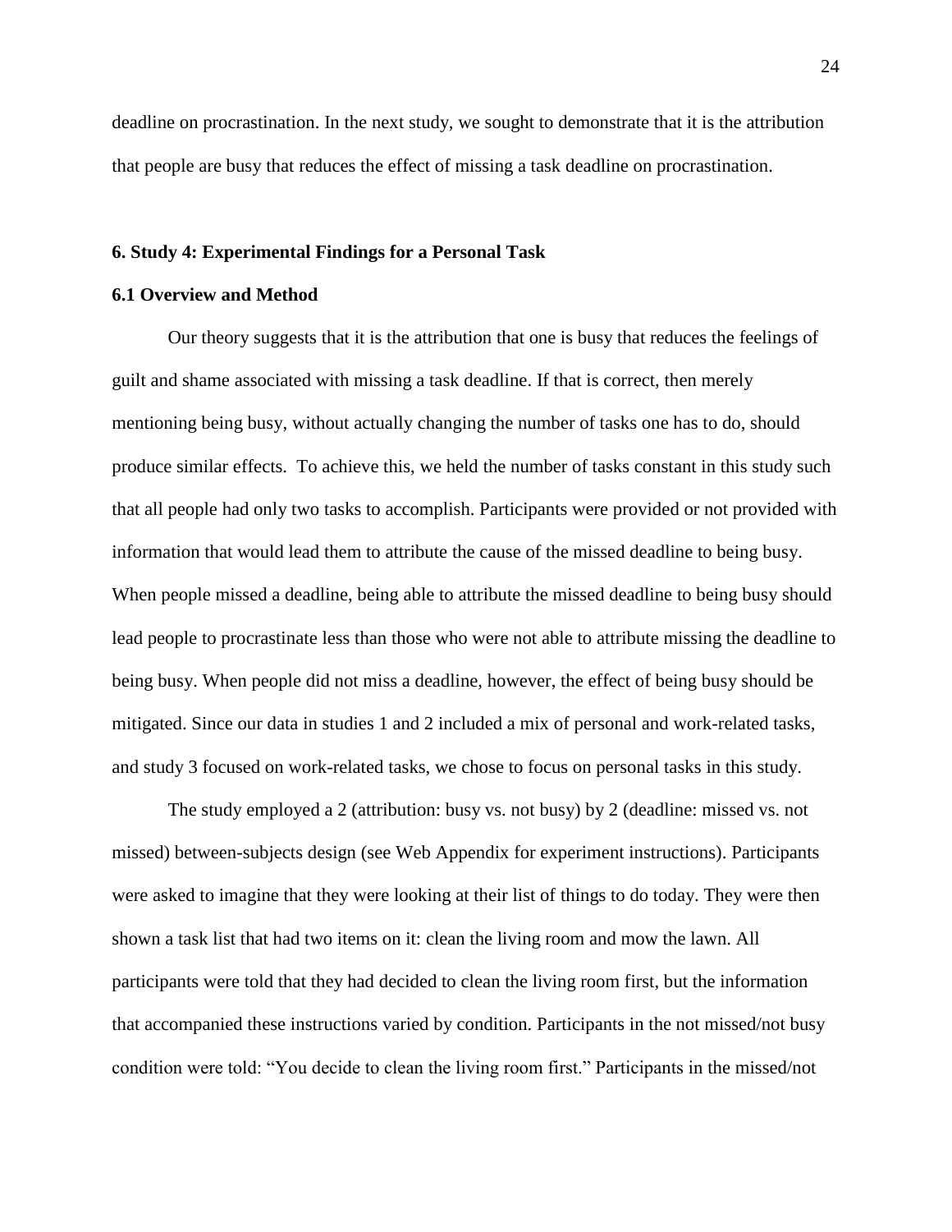deadline on procrastination. In the next study, we sought to demonstrate that it is the attribution that people are busy that reduces the effect of missing a task deadline on procrastination.

## 6. Study 4: Experimental Findings for a Personal Task

### 6.1 Overview and Method

Our theory suggests that it is the attribution that one is busy that reduces the feelings of guilt and shame associated with missing a task deadline. If that is correct, then merely mentioning being busy, without actually changing the number of tasks one has to do, should produce similar effects. To achieve this, we held the number of tasks constant in this study such that all people had only two tasks to accomplish. Participants were provided or not provided with information that would lead them to attribute the cause of the missed deadline to being busy. When people missed a deadline, being able to attribute the missed deadline to being busy should lead people to procrastinate less than those who were not able to attribute missing the deadline to being busy. When people did not miss a deadline, however, the effect of being busy should be mitigated. Since our data in studies 1 and 2 included a mix of personal and work-related tasks, and study 3 focused on work-related tasks, we chose to focus on personal tasks in this study.

The study employed a 2 (attribution: busy vs. not busy) by 2 (deadline: missed vs. not missed) between-subjects design (see Web Appendix for experiment instructions). Participants were asked to imagine that they were looking at their list of things to do today. They were then shown a task list that had two items on it: clean the living room and mow the lawn. All participants were told that they had decided to clean the living room first, but the information that accompanied these instructions varied by condition. Participants in the not missed/not busy condition were told: "You decide to clean the living room first." Participants in the missed/not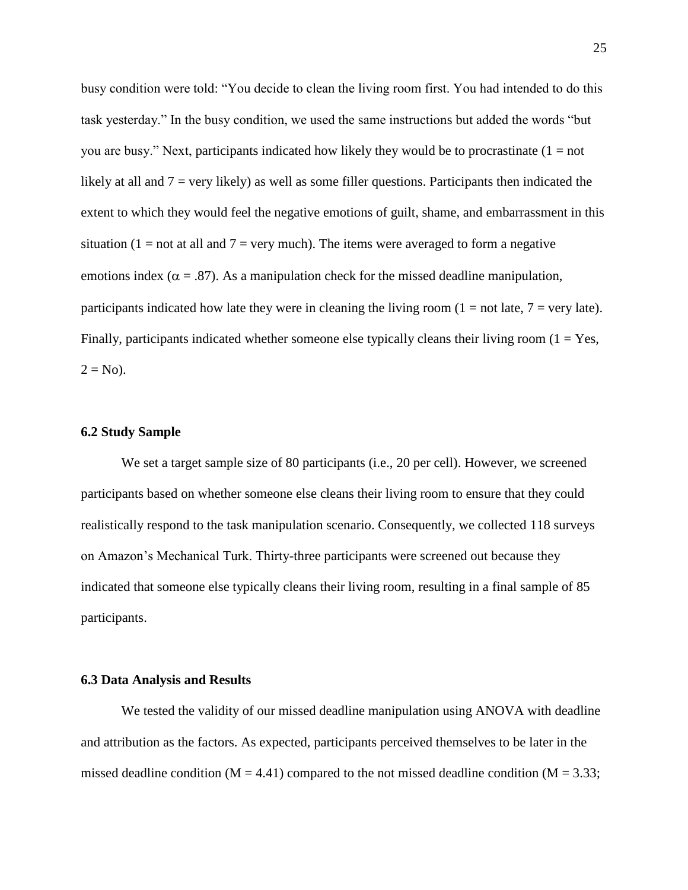busy condition were told: "You decide to clean the living room first. You had intended to do this task yesterday." In the busy condition, we used the same instructions but added the words "but you are busy." Next, participants indicated how likely they would be to procrastinate (1 = not likely at all and 7 = very likely) as well as some filler questions. Participants then indicated the extent to which they would feel the negative emotions of guilt, shame, and embarrassment in this situation (1 = not at all and 7 = very much). The items were averaged to form a negative emotions index ($\alpha = .87$). As a manipulation check for the missed deadline manipulation, participants indicated how late they were in cleaning the living room (1 = not late, 7 = very late). Finally, participants indicated whether someone else typically cleans their living room (1 = Yes, 2 = No).

### 6.2 Study Sample

We set a target sample size of 80 participants (i.e., 20 per cell). However, we screened participants based on whether someone else cleans their living room to ensure that they could realistically respond to the task manipulation scenario. Consequently, we collected 118 surveys on Amazon's Mechanical Turk. Thirty-three participants were screened out because they indicated that someone else typically cleans their living room, resulting in a final sample of 85 participants.

### 6.3 Data Analysis and Results

We tested the validity of our missed deadline manipulation using ANOVA with deadline and attribution as the factors. As expected, participants perceived themselves to be later in the missed deadline condition ($M = 4.41$) compared to the not missed deadline condition ($M = 3.33$;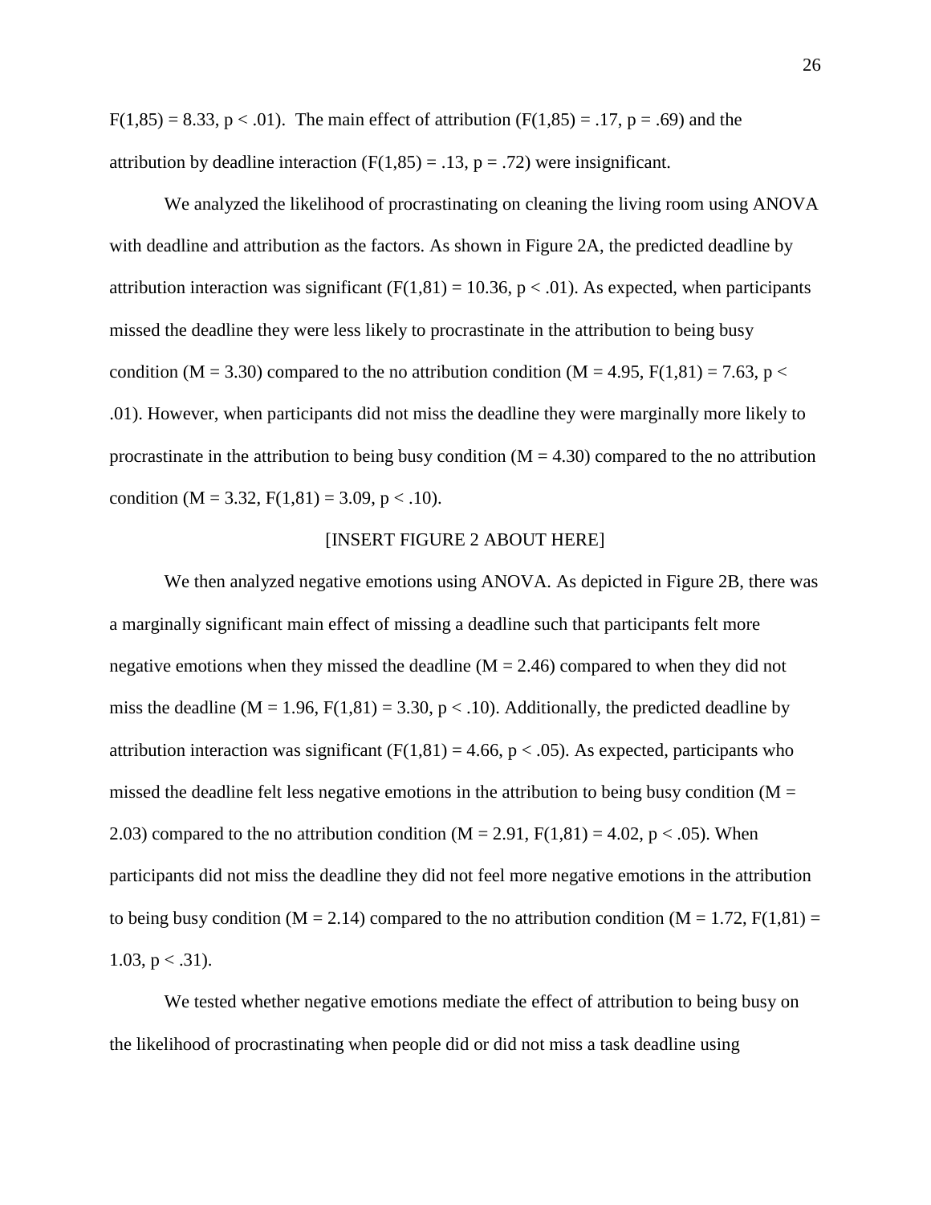$F(1,85) = 8.33$, $p < .01$). The main effect of attribution ($F(1,85) = .17$, $p = .69$) and the attribution by deadline interaction ($F(1,85) = .13$, $p = .72$) were insignificant.

We analyzed the likelihood of procrastinating on cleaning the living room using ANOVA with deadline and attribution as the factors. As shown in Figure 2A, the predicted deadline by attribution interaction was significant ($F(1,81) = 10.36$, $p < .01$). As expected, when participants missed the deadline they were less likely to procrastinate in the attribution to being busy condition ($M = 3.30$) compared to the no attribution condition ($M = 4.95$, $F(1,81) = 7.63$, $p < .01$). However, when participants did not miss the deadline they were marginally more likely to procrastinate in the attribution to being busy condition ($M = 4.30$) compared to the no attribution condition ($M = 3.32$, $F(1,81) = 3.09$, $p < .10$).

[INSERT FIGURE 2 ABOUT HERE]

We then analyzed negative emotions using ANOVA. As depicted in Figure 2B, there was a marginally significant main effect of missing a deadline such that participants felt more negative emotions when they missed the deadline ($M = 2.46$) compared to when they did not miss the deadline ($M = 1.96$, $F(1,81) = 3.30$, $p < .10$). Additionally, the predicted deadline by attribution interaction was significant ($F(1,81) = 4.66$, $p < .05$). As expected, participants who missed the deadline felt less negative emotions in the attribution to being busy condition ($M = 2.03$) compared to the no attribution condition ($M = 2.91$, $F(1,81) = 4.02$, $p < .05$). When participants did not miss the deadline they did not feel more negative emotions in the attribution to being busy condition ($M = 2.14$) compared to the no attribution condition ($M = 1.72$, $F(1,81) = 1.03$, $p < .31$).

We tested whether negative emotions mediate the effect of attribution to being busy on the likelihood of procrastinating when people did or did not miss a task deadline using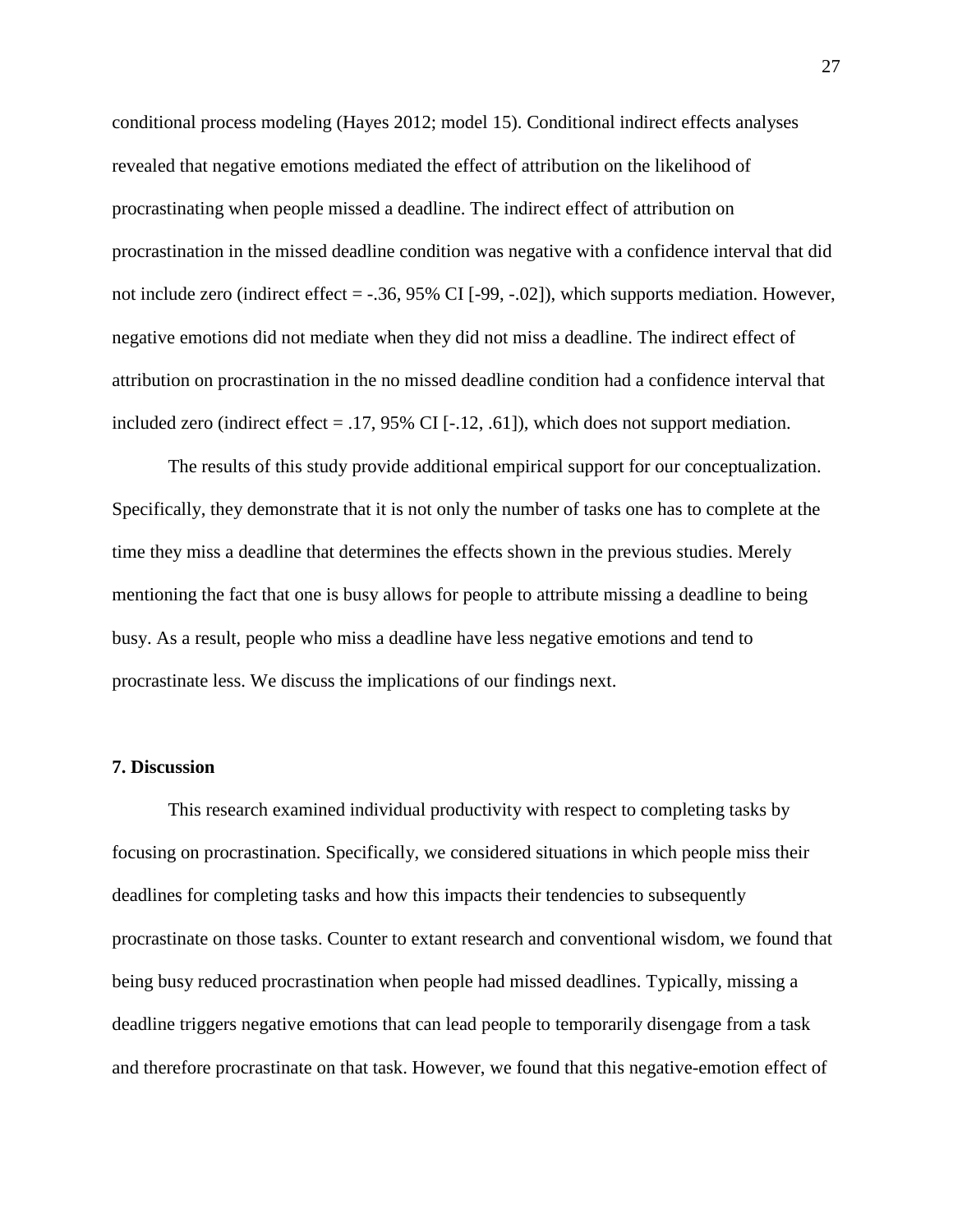conditional process modeling (Hayes 2012; model 15). Conditional indirect effects analyses revealed that negative emotions mediated the effect of attribution on the likelihood of procrastinating when people missed a deadline. The indirect effect of attribution on procrastination in the missed deadline condition was negative with a confidence interval that did not include zero (indirect effect = -.36, 95% CI [-99, -.02]), which supports mediation. However, negative emotions did not mediate when they did not miss a deadline. The indirect effect of attribution on procrastination in the no missed deadline condition had a confidence interval that included zero (indirect effect = .17, 95% CI [-.12, .61]), which does not support mediation.

The results of this study provide additional empirical support for our conceptualization. Specifically, they demonstrate that it is not only the number of tasks one has to complete at the time they miss a deadline that determines the effects shown in the previous studies. Merely mentioning the fact that one is busy allows for people to attribute missing a deadline to being busy. As a result, people who miss a deadline have less negative emotions and tend to procrastinate less. We discuss the implications of our findings next.

## 7. Discussion

This research examined individual productivity with respect to completing tasks by focusing on procrastination. Specifically, we considered situations in which people miss their deadlines for completing tasks and how this impacts their tendencies to subsequently procrastinate on those tasks. Counter to extant research and conventional wisdom, we found that being busy reduced procrastination when people had missed deadlines. Typically, missing a deadline triggers negative emotions that can lead people to temporarily disengage from a task and therefore procrastinate on that task. However, we found that this negative-emotion effect of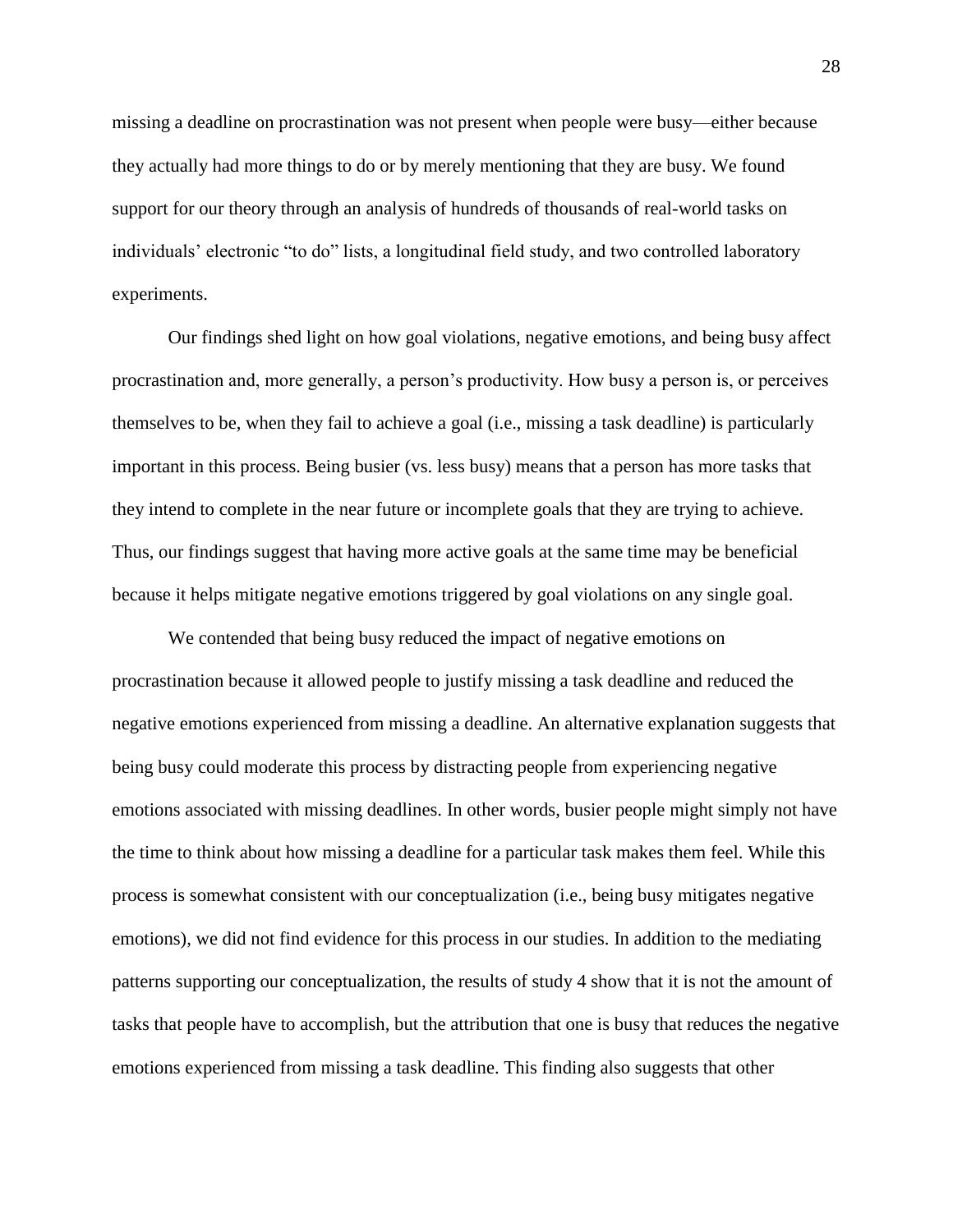missing a deadline on procrastination was not present when people were busy—either because they actually had more things to do or by merely mentioning that they are busy. We found support for our theory through an analysis of hundreds of thousands of real-world tasks on individuals' electronic "to do" lists, a longitudinal field study, and two controlled laboratory experiments.

Our findings shed light on how goal violations, negative emotions, and being busy affect procrastination and, more generally, a person's productivity. How busy a person is, or perceives themselves to be, when they fail to achieve a goal (i.e., missing a task deadline) is particularly important in this process. Being busier (vs. less busy) means that a person has more tasks that they intend to complete in the near future or incomplete goals that they are trying to achieve. Thus, our findings suggest that having more active goals at the same time may be beneficial because it helps mitigate negative emotions triggered by goal violations on any single goal.

We contended that being busy reduced the impact of negative emotions on procrastination because it allowed people to justify missing a task deadline and reduced the negative emotions experienced from missing a deadline. An alternative explanation suggests that being busy could moderate this process by distracting people from experiencing negative emotions associated with missing deadlines. In other words, busier people might simply not have the time to think about how missing a deadline for a particular task makes them feel. While this process is somewhat consistent with our conceptualization (i.e., being busy mitigates negative emotions), we did not find evidence for this process in our studies. In addition to the mediating patterns supporting our conceptualization, the results of study 4 show that it is not the amount of tasks that people have to accomplish, but the attribution that one is busy that reduces the negative emotions experienced from missing a task deadline. This finding also suggests that other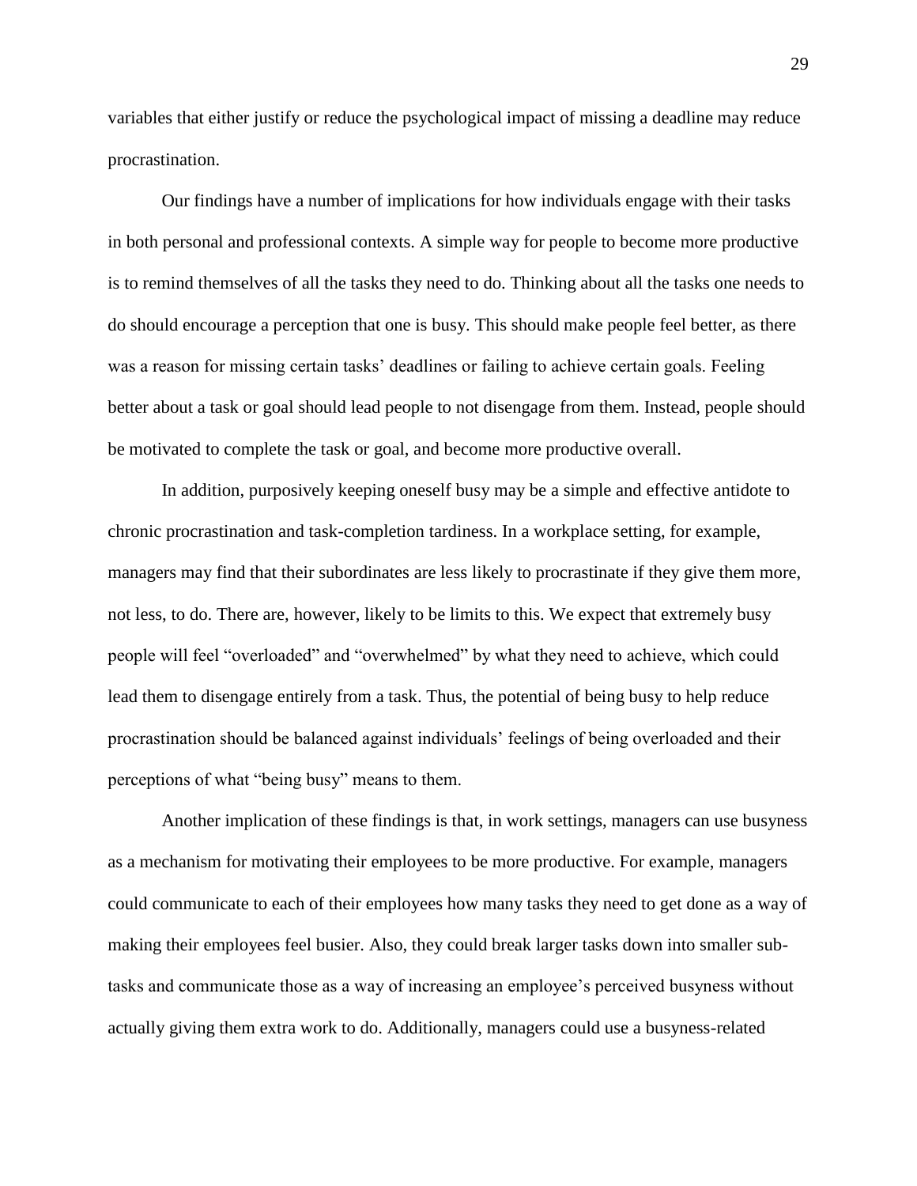variables that either justify or reduce the psychological impact of missing a deadline may reduce procrastination.

Our findings have a number of implications for how individuals engage with their tasks in both personal and professional contexts. A simple way for people to become more productive is to remind themselves of all the tasks they need to do. Thinking about all the tasks one needs to do should encourage a perception that one is busy. This should make people feel better, as there was a reason for missing certain tasks' deadlines or failing to achieve certain goals. Feeling better about a task or goal should lead people to not disengage from them. Instead, people should be motivated to complete the task or goal, and become more productive overall.

In addition, purposively keeping oneself busy may be a simple and effective antidote to chronic procrastination and task-completion tardiness. In a workplace setting, for example, managers may find that their subordinates are less likely to procrastinate if they give them more, not less, to do. There are, however, likely to be limits to this. We expect that extremely busy people will feel "overloaded" and "overwhelmed" by what they need to achieve, which could lead them to disengage entirely from a task. Thus, the potential of being busy to help reduce procrastination should be balanced against individuals' feelings of being overloaded and their perceptions of what "being busy" means to them.

Another implication of these findings is that, in work settings, managers can use busyness as a mechanism for motivating their employees to be more productive. For example, managers could communicate to each of their employees how many tasks they need to get done as a way of making their employees feel busier. Also, they could break larger tasks down into smaller sub-tasks and communicate those as a way of increasing an employee's perceived busyness without actually giving them extra work to do. Additionally, managers could use a busyness-related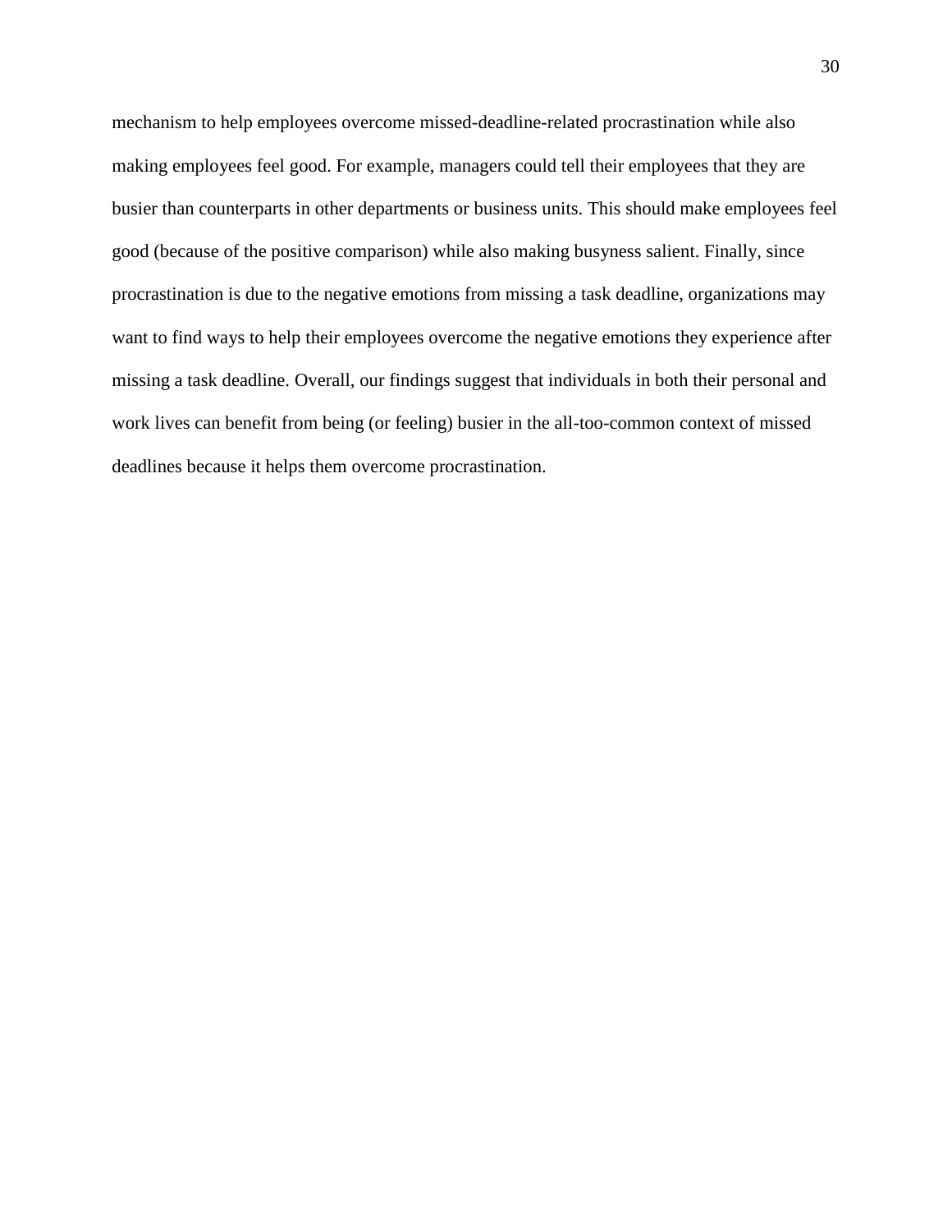mechanism to help employees overcome missed-deadline-related procrastination while also making employees feel good. For example, managers could tell their employees that they are busier than counterparts in other departments or business units. This should make employees feel good (because of the positive comparison) while also making busyness salient. Finally, since procrastination is due to the negative emotions from missing a task deadline, organizations may want to find ways to help their employees overcome the negative emotions they experience after missing a task deadline. Overall, our findings suggest that individuals in both their personal and work lives can benefit from being (or feeling) busier in the all-too-common context of missed deadlines because it helps them overcome procrastination.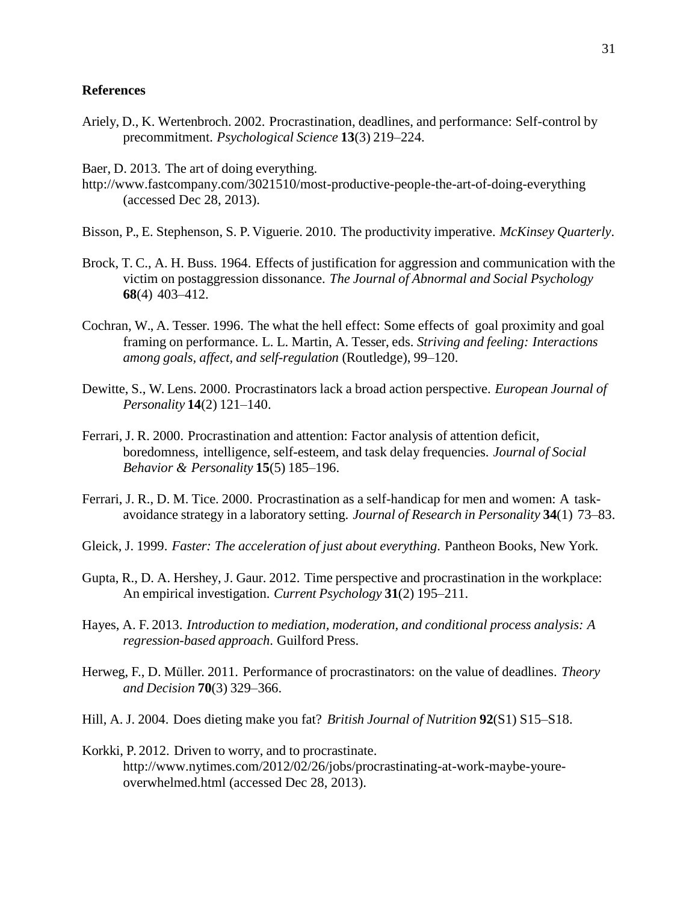**References**

Ariely, D., K. Wertenbroch. 2002. Procrastination, deadlines, and performance: Self-control by precommitment. *Psychological Science* **13**(3) 219–224.

Baer, D. 2013. The art of doing everything. http://www.fastcompany.com/3021510/most-productive-people-the-art-of-doing-everything (accessed Dec 28, 2013).

Bisson, P., E. Stephenson, S. P. Viguerie. 2010. The productivity imperative. *McKinsey Quarterly*.

Brock, T. C., A. H. Buss. 1964. Effects of justification for aggression and communication with the victim on postaggression dissonance. *The Journal of Abnormal and Social Psychology* **68**(4) 403–412.

Cochran, W., A. Tesser. 1996. The what the hell effect: Some effects of goal proximity and goal framing on performance. L. L. Martin, A. Tesser, eds. *Striving and feeling: Interactions among goals, affect, and self-regulation* (Routledge), 99–120.

Dewitte, S., W. Lens. 2000. Procrastinators lack a broad action perspective. *European Journal of Personality* **14**(2) 121–140.

Ferrari, J. R. 2000. Procrastination and attention: Factor analysis of attention deficit, boredomness, intelligence, self-esteem, and task delay frequencies. *Journal of Social Behavior & Personality* **15**(5) 185–196.

Ferrari, J. R., D. M. Tice. 2000. Procrastination as a self-handicap for men and women: A task-avoidance strategy in a laboratory setting. *Journal of Research in Personality* **34**(1) 73–83.

Gleick, J. 1999. *Faster: The acceleration of just about everything*. Pantheon Books, New York.

Gupta, R., D. A. Hershey, J. Gaur. 2012. Time perspective and procrastination in the workplace: An empirical investigation. *Current Psychology* **31**(2) 195–211.

Hayes, A. F. 2013. *Introduction to mediation, moderation, and conditional process analysis: A regression-based approach*. Guilford Press.

Herweg, F., D. Müller. 2011. Performance of procrastinators: on the value of deadlines. *Theory and Decision* **70**(3) 329–366.

Hill, A. J. 2004. Does dieting make you fat? *British Journal of Nutrition* **92**(S1) S15–S18.

Korkki, P. 2012. Driven to worry, and to procrastinate. http://www.nytimes.com/2012/02/26/jobs/procrastinating-at-work-maybe-youre-overwhelmed.html (accessed Dec 28, 2013).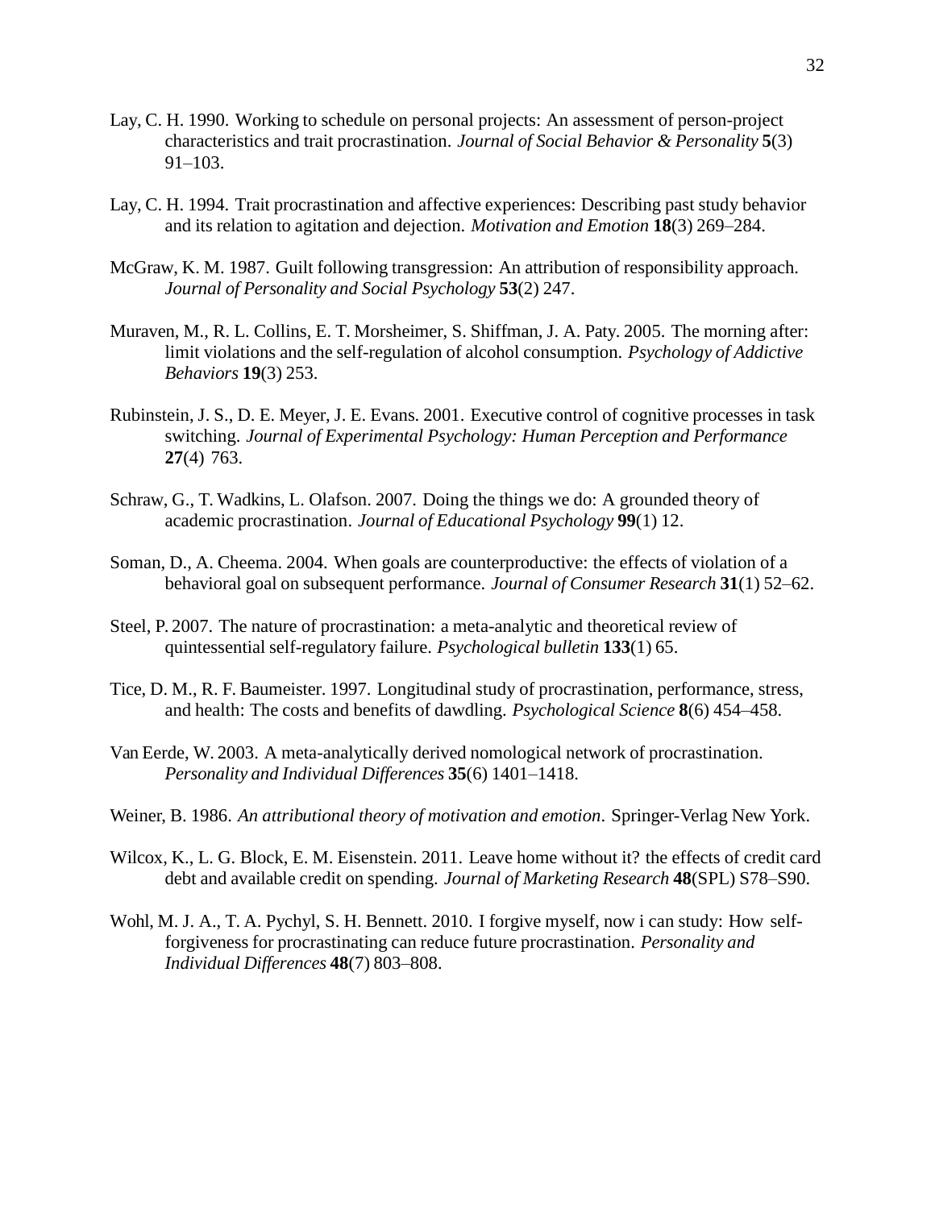Lay, C. H. 1990. Working to schedule on personal projects: An assessment of person-project characteristics and trait procrastination. *Journal of Social Behavior & Personality* **5**(3) 91–103.

Lay, C. H. 1994. Trait procrastination and affective experiences: Describing past study behavior and its relation to agitation and dejection. *Motivation and Emotion* **18**(3) 269–284.

McGraw, K. M. 1987. Guilt following transgression: An attribution of responsibility approach. *Journal of Personality and Social Psychology* **53**(2) 247.

Muraven, M., R. L. Collins, E. T. Morsheimer, S. Shiffman, J. A. Paty. 2005. The morning after: limit violations and the self-regulation of alcohol consumption. *Psychology of Addictive Behaviors* **19**(3) 253.

Rubinstein, J. S., D. E. Meyer, J. E. Evans. 2001. Executive control of cognitive processes in task switching. *Journal of Experimental Psychology: Human Perception and Performance* **27**(4) 763.

Schraw, G., T. Wadkins, L. Olafson. 2007. Doing the things we do: A grounded theory of academic procrastination. *Journal of Educational Psychology* **99**(1) 12.

Soman, D., A. Cheema. 2004. When goals are counterproductive: the effects of violation of a behavioral goal on subsequent performance. *Journal of Consumer Research* **31**(1) 52–62.

Steel, P. 2007. The nature of procrastination: a meta-analytic and theoretical review of quintessential self-regulatory failure. *Psychological bulletin* **133**(1) 65.

Tice, D. M., R. F. Baumeister. 1997. Longitudinal study of procrastination, performance, stress, and health: The costs and benefits of dawdling. *Psychological Science* **8**(6) 454–458.

Van Eerde, W. 2003. A meta-analytically derived nomological network of procrastination. *Personality and Individual Differences* **35**(6) 1401–1418.

Weiner, B. 1986. *An attributional theory of motivation and emotion*. Springer-Verlag New York.

Wilcox, K., L. G. Block, E. M. Eisenstein. 2011. Leave home without it? the effects of credit card debt and available credit on spending. *Journal of Marketing Research* **48**(SPL) S78–S90.

Wohl, M. J. A., T. A. Pychyl, S. H. Bennett. 2010. I forgive myself, now i can study: How self-forgiveness for procrastinating can reduce future procrastination. *Personality and Individual Differences* **48**(7) 803–808.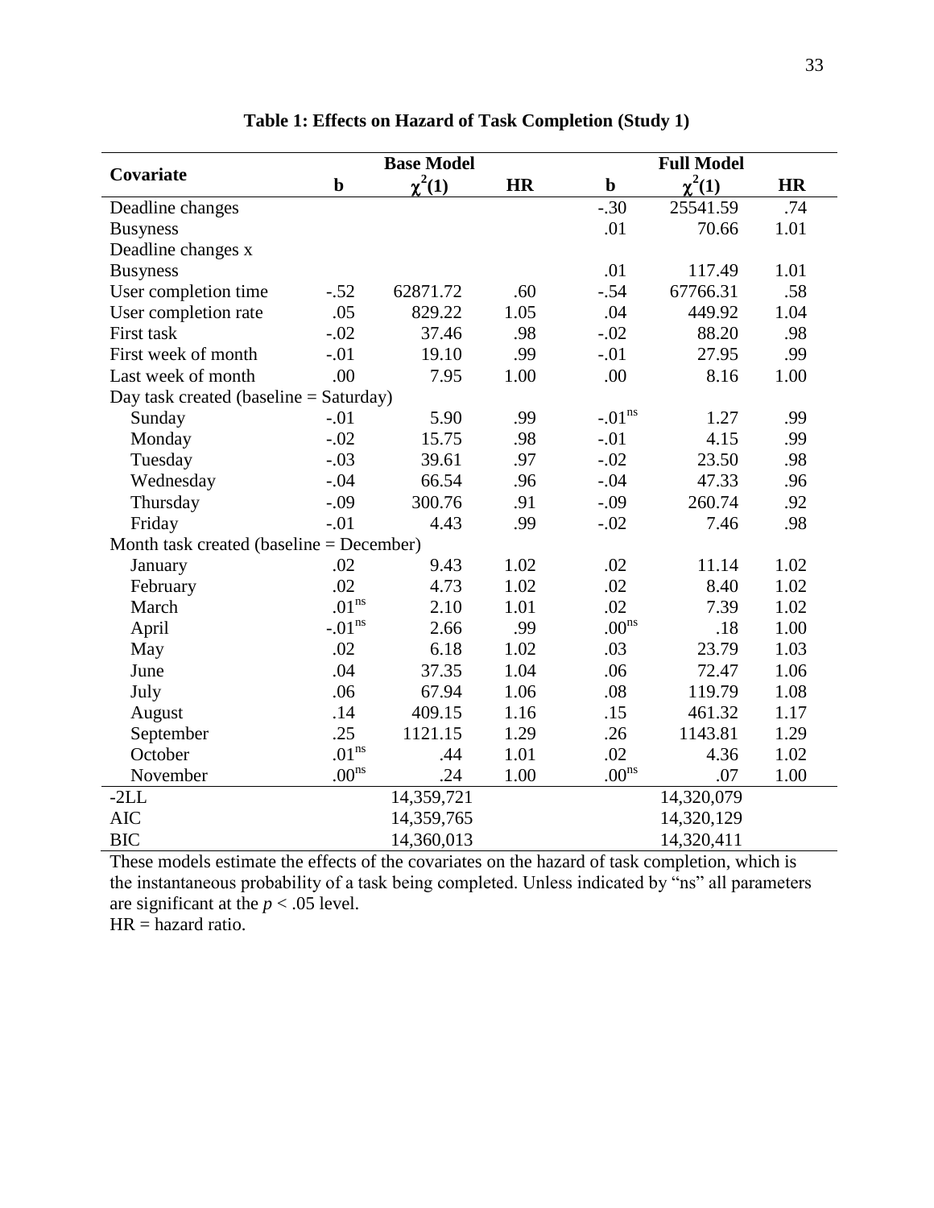**Table 1: Effects on Hazard of Task Completion (Study 1)**

| Covariate | Base Model | | | Full Model | | |
|---|---|---|---|---|---|---|
| | **b** | **$\chi^2(1)$** | **HR** | **b** | **$\chi^2(1)$** | **HR** |
| Deadline changes | | | | -.30 | 25541.59 | .74 |
| Busyness | | | | .01 | 70.66 | 1.01 |
| Deadline changes x Busyness | | | | .01 | 117.49 | 1.01 |
| User completion time | -.52 | 62871.72 | .60 | -.54 | 67766.31 | .58 |
| User completion rate | .05 | 829.22 | 1.05 | .04 | 449.92 | 1.04 |
| First task | -.02 | 37.46 | .98 | -.02 | 88.20 | .98 |
| First week of month | -.01 | 19.10 | .99 | -.01 | 27.95 | .99 |
| Last week of month | .00 | 7.95 | 1.00 | .00 | 8.16 | 1.00 |
| Day task created (baseline = Saturday) | | | | | | |
| Sunday | -.01 | 5.90 | .99 | -.01$^{ns}$ | 1.27 | .99 |
| Monday | -.02 | 15.75 | .98 | -.01 | 4.15 | .99 |
| Tuesday | -.03 | 39.61 | .97 | -.02 | 23.50 | .98 |
| Wednesday | -.04 | 66.54 | .96 | -.04 | 47.33 | .96 |
| Thursday | -.09 | 300.76 | .91 | -.09 | 260.74 | .92 |
| Friday | -.01 | 4.43 | .99 | -.02 | 7.46 | .98 |
| Month task created (baseline = December) | | | | | | |
| January | .02 | 9.43 | 1.02 | .02 | 11.14 | 1.02 |
| February | .02 | 4.73 | 1.02 | .02 | 8.40 | 1.02 |
| March | .01$^{ns}$ | 2.10 | 1.01 | .02 | 7.39 | 1.02 |
| April | -.01$^{ns}$ | 2.66 | .99 | .00$^{ns}$ | .18 | 1.00 |
| May | .02 | 6.18 | 1.02 | .03 | 23.79 | 1.03 |
| June | .04 | 37.35 | 1.04 | .06 | 72.47 | 1.06 |
| July | .06 | 67.94 | 1.06 | .08 | 119.79 | 1.08 |
| August | .14 | 409.15 | 1.16 | .15 | 461.32 | 1.17 |
| September | .25 | 1121.15 | 1.29 | .26 | 1143.81 | 1.29 |
| October | .01$^{ns}$ | .44 | 1.01 | .02 | 4.36 | 1.02 |
| November | .00$^{ns}$ | .24 | 1.00 | .00$^{ns}$ | .07 | 1.00 |
| -2LL | | 14,359,721 | | | 14,320,079 | |
| AIC | | 14,359,765 | | | 14,320,129 | |
| BIC | | 14,360,013 | | | 14,320,411 | |

These models estimate the effects of the covariates on the hazard of task completion, which is the instantaneous probability of a task being completed. Unless indicated by "ns" all parameters are significant at the $p < .05$ level.
HR = hazard ratio.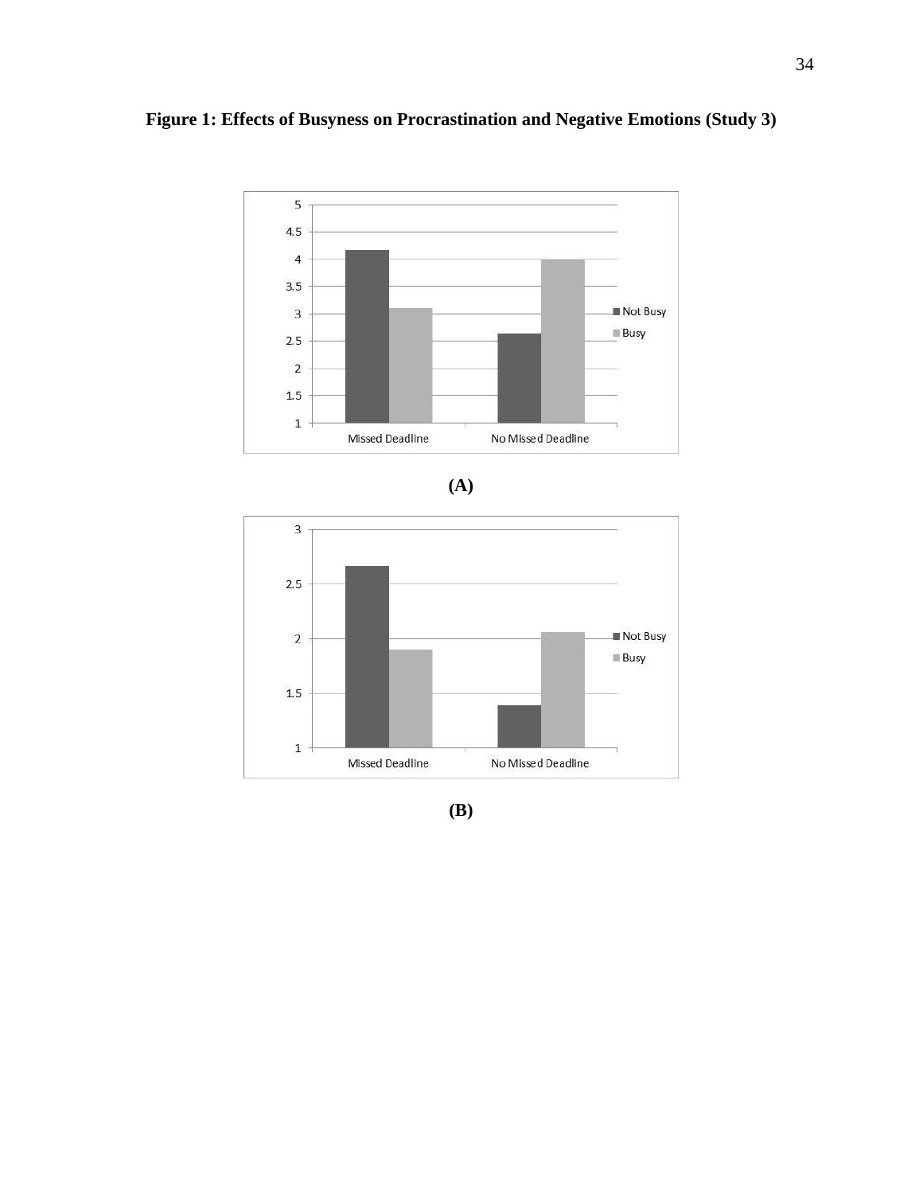**Figure 1: Effects of Busyness on Procrastination and Negative Emotions (Study 3)**

**(A)**

**(B)**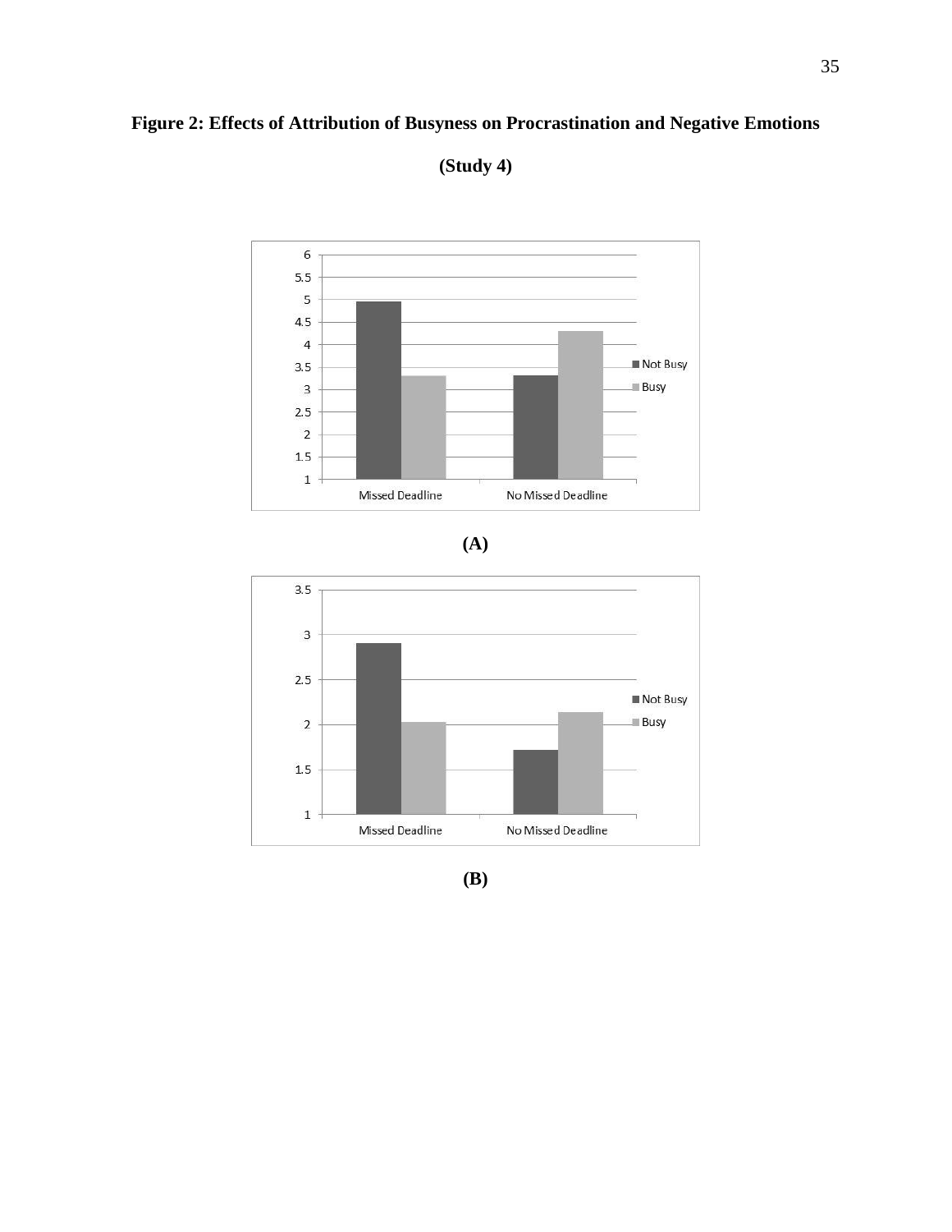**Figure 2: Effects of Attribution of Busyness on Procrastination and Negative Emotions**

**(Study 4)**

**(A)**

**(B)**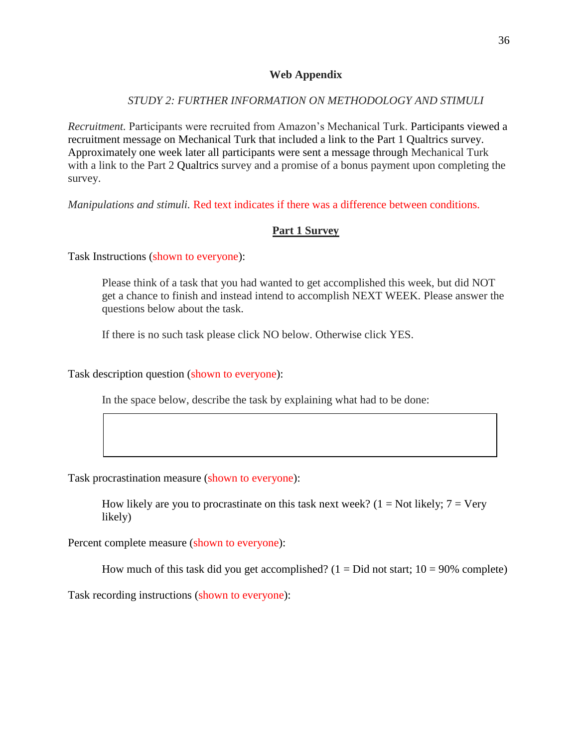## Web Appendix

*STUDY 2: FURTHER INFORMATION ON METHODOLOGY AND STIMULI*

*Recruitment.* Participants were recruited from Amazon's Mechanical Turk. Participants viewed a recruitment message on Mechanical Turk that included a link to the Part 1 Qualtrics survey. Approximately one week later all participants were sent a message through Mechanical Turk with a link to the Part 2 Qualtrics survey and a promise of a bonus payment upon completing the survey.

*Manipulations and stimuli.* Red text indicates if there was a difference between conditions.

**Part 1 Survey**

Task Instructions (shown to everyone):

> Please think of a task that you had wanted to get accomplished this week, but did NOT get a chance to finish and instead intend to accomplish NEXT WEEK. Please answer the questions below about the task.
>
> If there is no such task please click NO below. Otherwise click YES.

Task description question (shown to everyone):

> In the space below, describe the task by explaining what had to be done:

Task procrastination measure (shown to everyone):

> How likely are you to procrastinate on this task next week? (1 = Not likely; 7 = Very likely)

Percent complete measure (shown to everyone):

> How much of this task did you get accomplished? (1 = Did not start; 10 = 90% complete)

Task recording instructions (shown to everyone):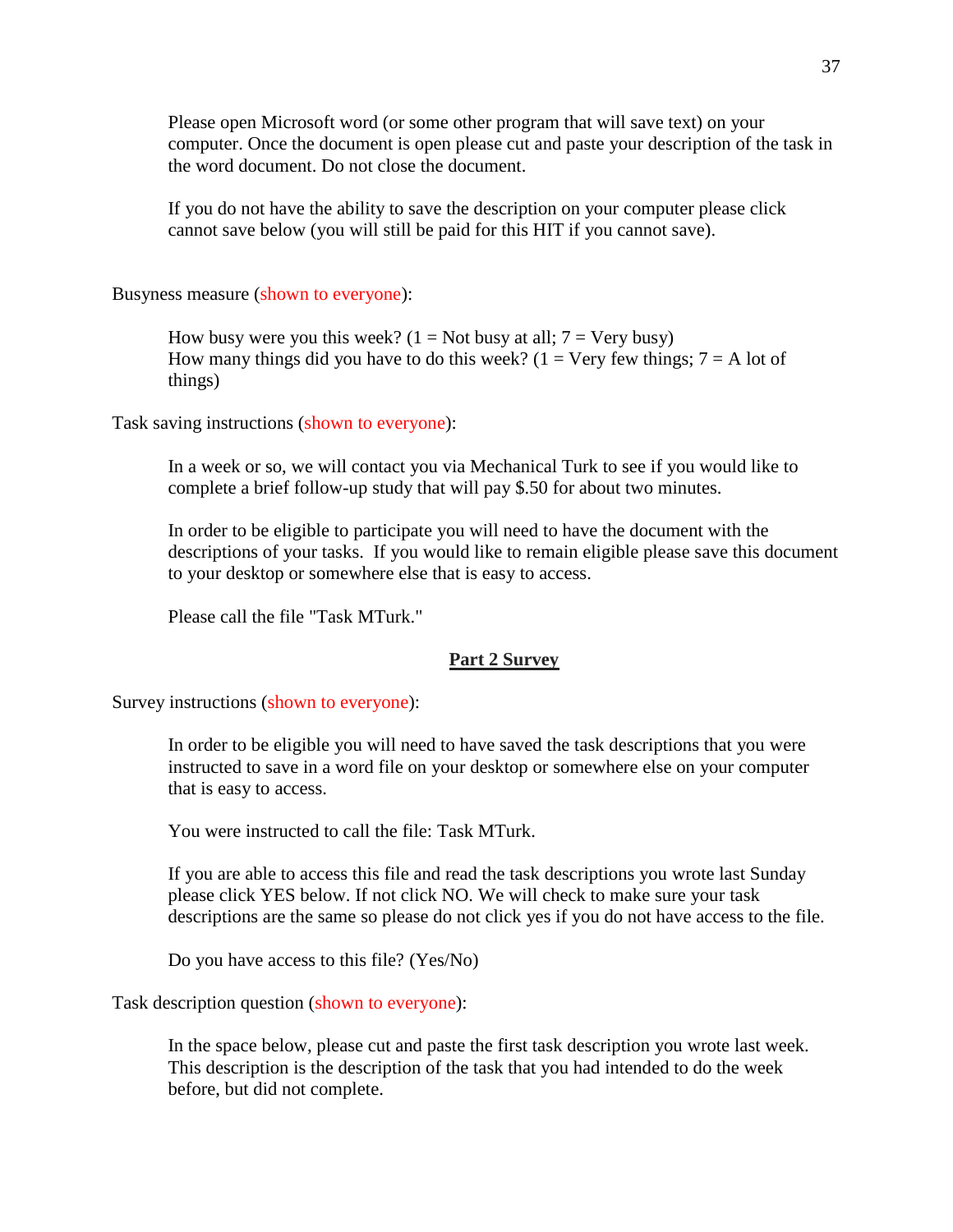Please open Microsoft word (or some other program that will save text) on your computer. Once the document is open please cut and paste your description of the task in the word document. Do not close the document.

If you do not have the ability to save the description on your computer please click cannot save below (you will still be paid for this HIT if you cannot save).

Busyness measure (shown to everyone):

How busy were you this week? (1 = Not busy at all; 7 = Very busy)
How many things did you have to do this week? (1 = Very few things; 7 = A lot of things)

Task saving instructions (shown to everyone):

In a week or so, we will contact you via Mechanical Turk to see if you would like to complete a brief follow-up study that will pay $.50 for about two minutes.

In order to be eligible to participate you will need to have the document with the descriptions of your tasks. If you would like to remain eligible please save this document to your desktop or somewhere else that is easy to access.

Please call the file "Task MTurk."

**Part 2 Survey**

Survey instructions (shown to everyone):

In order to be eligible you will need to have saved the task descriptions that you were instructed to save in a word file on your desktop or somewhere else on your computer that is easy to access.

You were instructed to call the file: Task MTurk.

If you are able to access this file and read the task descriptions you wrote last Sunday please click YES below. If not click NO. We will check to make sure your task descriptions are the same so please do not click yes if you do not have access to the file.

Do you have access to this file? (Yes/No)

Task description question (shown to everyone):

In the space below, please cut and paste the first task description you wrote last week. This description is the description of the task that you had intended to do the week before, but did not complete.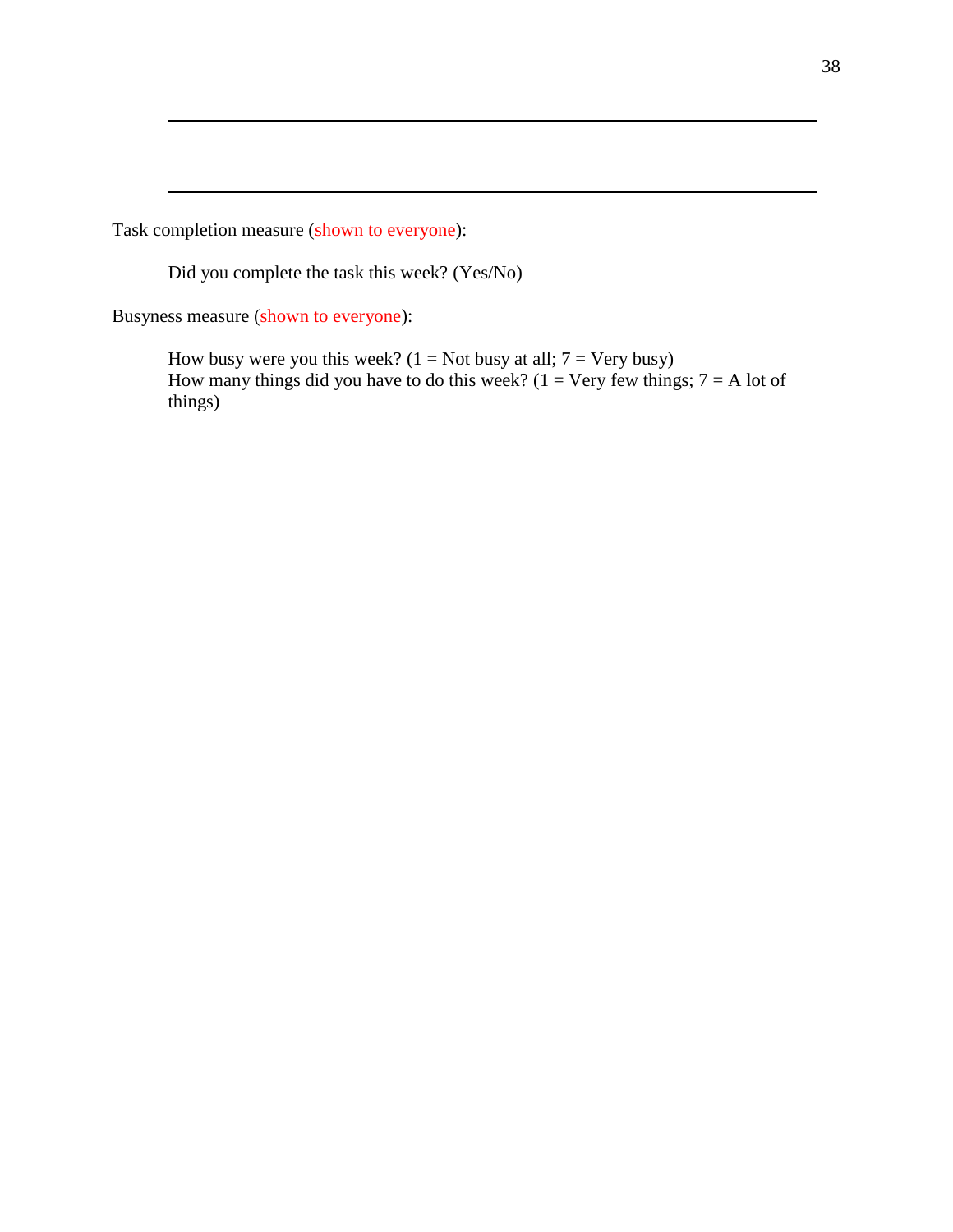Task completion measure (shown to everyone):

> Did you complete the task this week? (Yes/No)

Busyness measure (shown to everyone):

> How busy were you this week? (1 = Not busy at all; 7 = Very busy)
> How many things did you have to do this week? (1 = Very few things; 7 = A lot of things)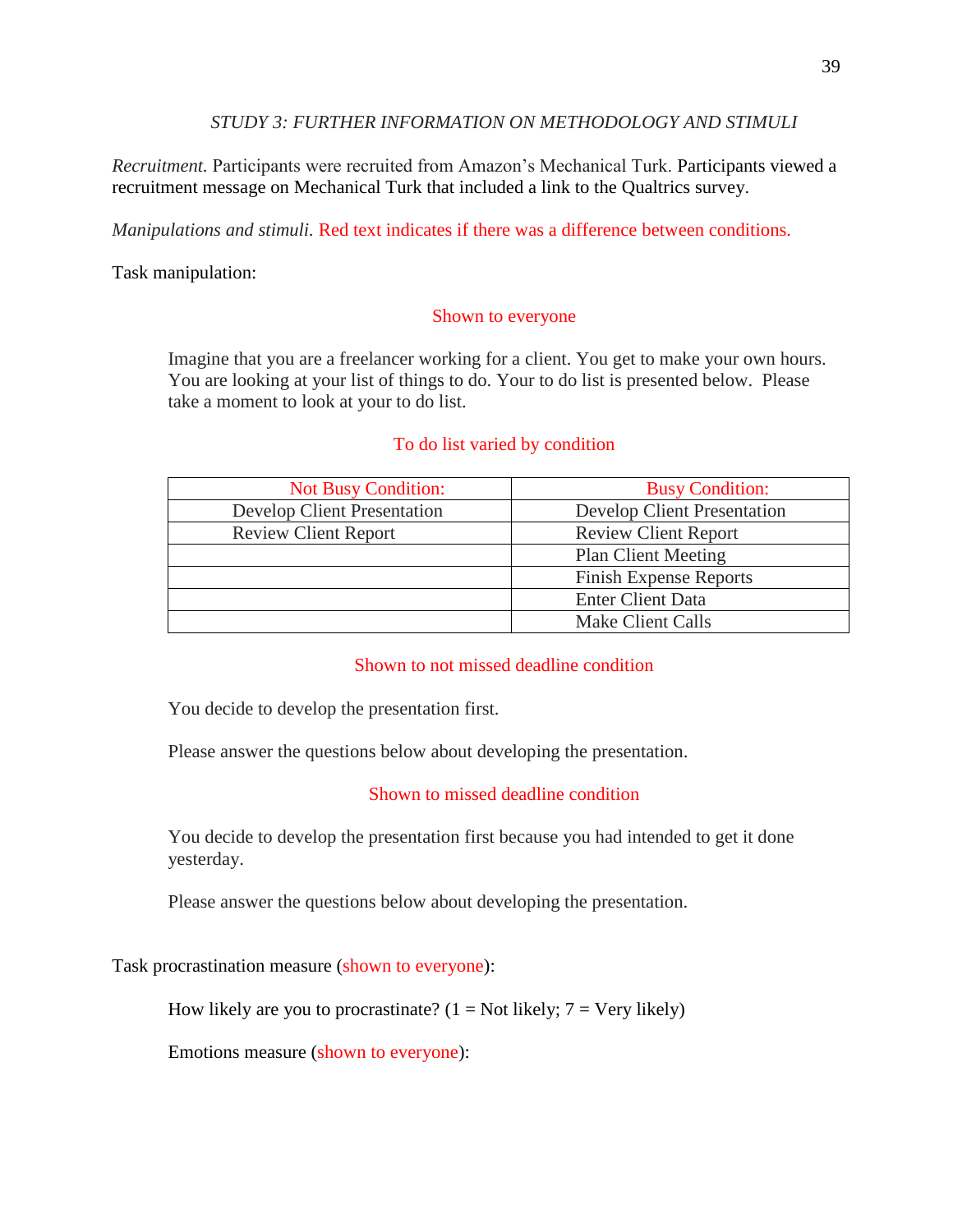### *STUDY 3: FURTHER INFORMATION ON METHODOLOGY AND STIMULI*

*Recruitment.* Participants were recruited from Amazon's Mechanical Turk. Participants viewed a recruitment message on Mechanical Turk that included a link to the Qualtrics survey.

*Manipulations and stimuli.* Red text indicates if there was a difference between conditions.

Task manipulation:

Shown to everyone

> Imagine that you are a freelancer working for a client. You get to make your own hours. You are looking at your list of things to do. Your to do list is presented below. Please take a moment to look at your to do list.

To do list varied by condition

| Not Busy Condition: | Busy Condition: |
| --- | --- |
| Develop Client Presentation | Develop Client Presentation |
| Review Client Report | Review Client Report |
| | Plan Client Meeting |
| | Finish Expense Reports |
| | Enter Client Data |
| | Make Client Calls |

Shown to not missed deadline condition

> You decide to develop the presentation first.
>
> Please answer the questions below about developing the presentation.

Shown to missed deadline condition

> You decide to develop the presentation first because you had intended to get it done yesterday.
>
> Please answer the questions below about developing the presentation.

Task procrastination measure (shown to everyone):

> How likely are you to procrastinate? (1 = Not likely; 7 = Very likely)
>
> Emotions measure (shown to everyone):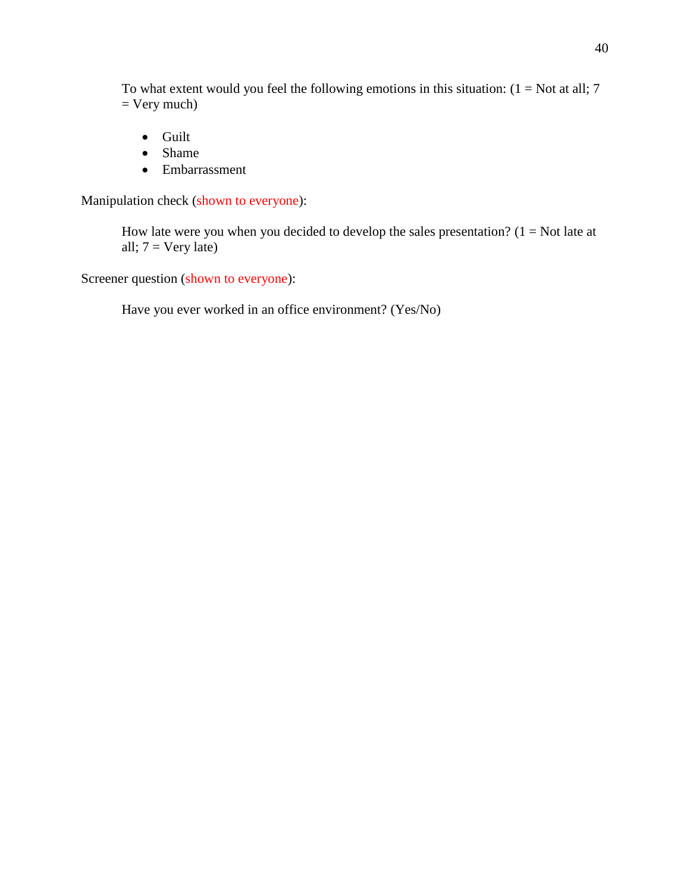To what extent would you feel the following emotions in this situation: (1 = Not at all; 7 = Very much)

- Guilt
- Shame
- Embarrassment

Manipulation check (shown to everyone):

How late were you when you decided to develop the sales presentation? (1 = Not late at all; 7 = Very late)

Screener question (shown to everyone):

Have you ever worked in an office environment? (Yes/No)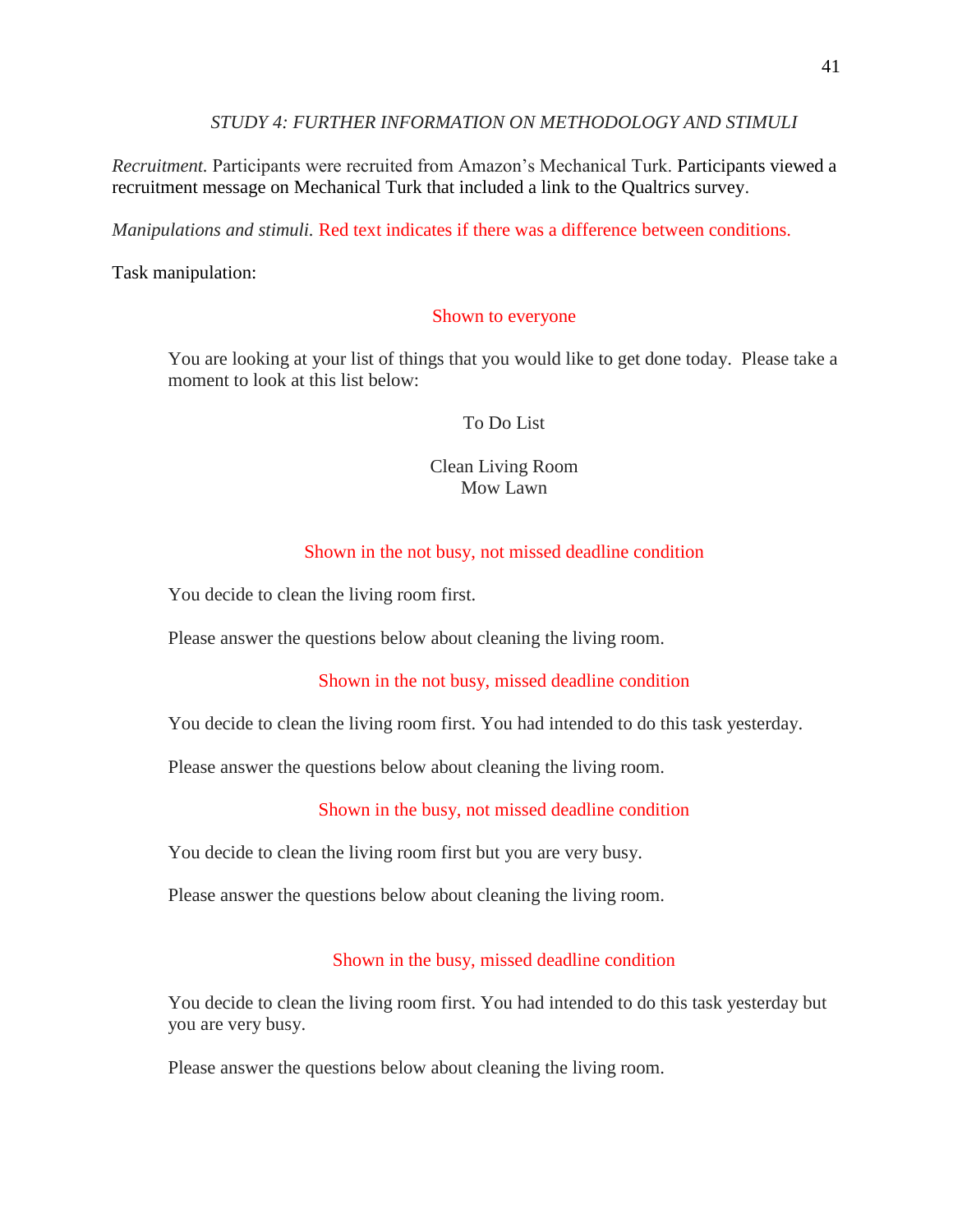*STUDY 4: FURTHER INFORMATION ON METHODOLOGY AND STIMULI*

*Recruitment.* Participants were recruited from Amazon's Mechanical Turk. Participants viewed a recruitment message on Mechanical Turk that included a link to the Qualtrics survey.

*Manipulations and stimuli.* Red text indicates if there was a difference between conditions.

Task manipulation:

Shown to everyone

> You are looking at your list of things that you would like to get done today. Please take a moment to look at this list below:
>
> To Do List
>
> Clean Living Room
> Mow Lawn

Shown in the not busy, not missed deadline condition

> You decide to clean the living room first.
>
> Please answer the questions below about cleaning the living room.

Shown in the not busy, missed deadline condition

> You decide to clean the living room first. You had intended to do this task yesterday.
>
> Please answer the questions below about cleaning the living room.

Shown in the busy, not missed deadline condition

> You decide to clean the living room first but you are very busy.
>
> Please answer the questions below about cleaning the living room.

Shown in the busy, missed deadline condition

> You decide to clean the living room first. You had intended to do this task yesterday but you are very busy.
>
> Please answer the questions below about cleaning the living room.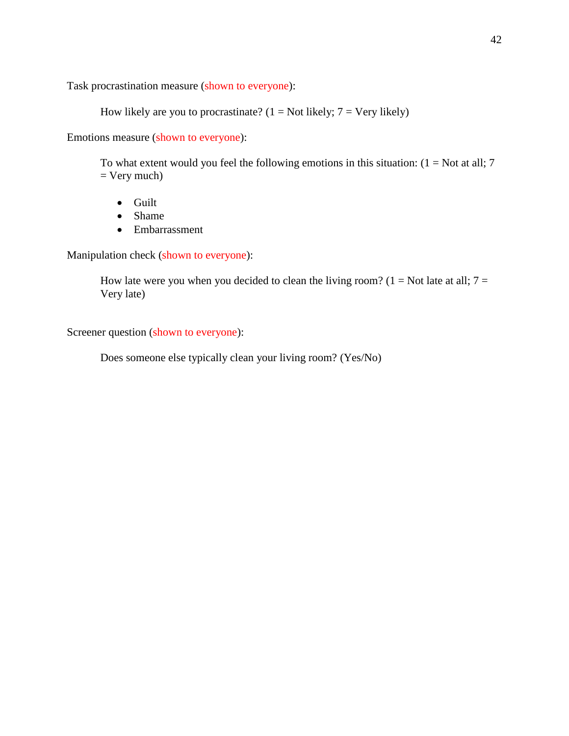Task procrastination measure (shown to everyone):

How likely are you to procrastinate? (1 = Not likely; 7 = Very likely)

Emotions measure (shown to everyone):

To what extent would you feel the following emotions in this situation: (1 = Not at all; 7 = Very much)

- Guilt
- Shame
- Embarrassment

Manipulation check (shown to everyone):

How late were you when you decided to clean the living room? (1 = Not late at all; 7 = Very late)

Screener question (shown to everyone):

Does someone else typically clean your living room? (Yes/No)